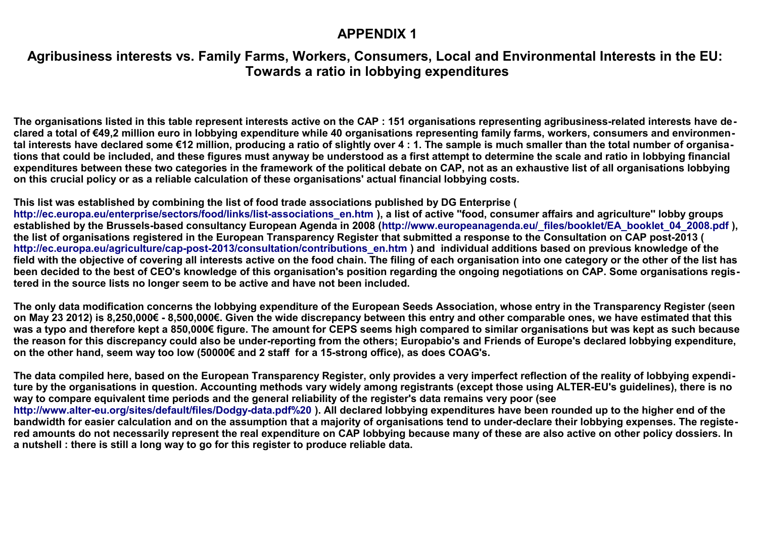# APPENDIX 1

## Agribusiness interests vs. Family Farms, Workers, Consumers, Local and Environmental Interests in the EU: Towards a ratio in lobbying expenditures

**The organisations listed in this table represent interests active on the CAP : 151 organisations representing agribusiness-related interests have declared a total of €49,2 million euro in lobbying expenditure while 40 organisations representing family farms, workers, consumers and environmental interests have declared some €12 million, producing a ratio of slightly over 4 : 1. The sample is much smaller than the total number of organisations that could be included, and these figures must anyway be understood as a first attempt to determine the scale and ratio in lobbying financial expenditures between these two categories in the framework of the political debate on CAP, not as an exhaustive list of all organisations lobbying on this crucial policy or as a reliable calculation of these organisations' actual financial lobbying costs.**

**This list was established by combining the list of food trade associations published by DG Enterprise ( http://ec.europa.eu/enterprise/sectors/food/links/list-associations_en.htm ), a list of active "food, consumer affairs and agriculture" lobby groups established by the Brussels-based consultancy European Agenda in 2008 (http://www.europeanagenda.eu/_files/booklet/EA_booklet_04_2008.pdf ), the list of organisations registered in the European Transparency Register that submitted a response to the Consultation on CAP post-2013 ( http://ec.europa.eu/agriculture/cap-post-2013/consultation/contributions_en.htm ) and individual additions based on previous knowledge of the field with the objective of covering all interests active on the food chain. The filing of each organisation into one category or the other of the list has been decided to the best of CEO's knowledge of this organisation's position regarding the ongoing negotiations on CAP. Some organisations registered in the source lists no longer seem to be active and have not been included.**

**The only data modification concerns the lobbying expenditure of the European Seeds Association, whose entry in the Transparency Register (seen on May 23 2012) is 8,250,000€ - 8,500,000€. Given the wide discrepancy between this entry and other comparable ones, we have estimated that this was a typo and therefore kept a 850,000€ figure. The amount for CEPS seems high compared to similar organisations but was kept as such because the reason for this discrepancy could also be under-reporting from the others; Europabio's and Friends of Europe's declared lobbying expenditure, on the other hand, seem way too low (50000€ and 2 staff for a 15-strong office), as does COAG's.**

**The data compiled here, based on the European Transparency Register, only provides a very imperfect reflection of the reality of lobbying expenditure by the organisations in question. Accounting methods vary widely among registrants (except those using ALTER-EU's guidelines), there is no way to compare equivalent time periods and the general reliability of the register's data remains very poor (see http://www.alter-eu.org/sites/default/files/Dodgy-data.pdf%20 ). All declared lobbying expenditures have been rounded up to the higher end of the bandwidth for easier calculation and on the assumption that a majority of organisations tend to under-declare their lobbying expenses. The registered amounts do not necessarily represent the real expenditure on CAP lobbying because many of these are also active on other policy dossiers. In a nutshell : there is still a long way to go for this register to produce reliable data.**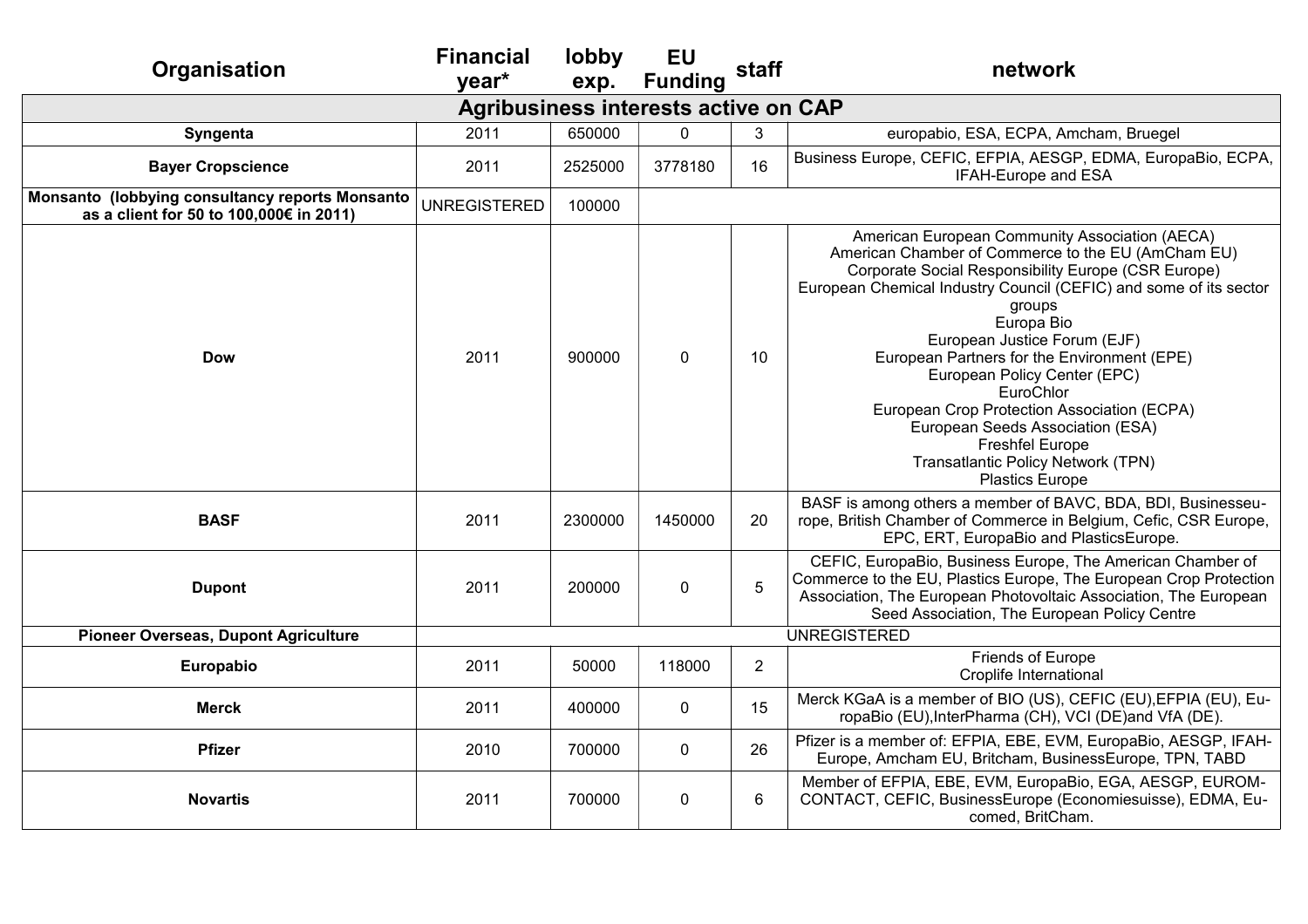| Organisation | Financial year* | lobby exp. | EU Funding | staff | network |
|---|---|---|---|---|---|
| **Agribusiness interests active on CAP** | | | | | |
| **Syngenta** | 2011 | 650000 | 0 | 3 | europabio, ESA, ECPA, Amcham, Bruegel |
| **Bayer Cropscience** | 2011 | 2525000 | 3778180 | 16 | Business Europe, CEFIC, EFPIA, AESGP, EDMA, EuropaBio, ECPA, IFAH-Europe and ESA |
| **Monsanto (lobbying consultancy reports Monsanto as a client for 50 to 100,000€ in 2011)** | UNREGISTERED | 100000 | | | |
| **Dow** | 2011 | 900000 | 0 | 10 | American European Community Association (AECA)<br>American Chamber of Commerce to the EU (AmCham EU)<br>Corporate Social Responsibility Europe (CSR Europe)<br>European Chemical Industry Council (CEFIC) and some of its sector groups<br>Europa Bio<br>European Justice Forum (EJF)<br>European Partners for the Environment (EPE)<br>European Policy Center (EPC)<br>EuroChlor<br>European Crop Protection Association (ECPA)<br>European Seeds Association (ESA)<br>Freshfel Europe<br>Transatlantic Policy Network (TPN)<br>Plastics Europe |
| **BASF** | 2011 | 2300000 | 1450000 | 20 | BASF is among others a member of BAVC, BDA, BDI, Businesseurope, British Chamber of Commerce in Belgium, Cefic, CSR Europe, EPC, ERT, EuropaBio and PlasticsEurope. |
| **Dupont** | 2011 | 200000 | 0 | 5 | CEFIC, EuropaBio, Business Europe, The American Chamber of Commerce to the EU, Plastics Europe, The European Crop Protection Association, The European Photovoltaic Association, The European Seed Association, The European Policy Centre |
| **Pioneer Overseas, Dupont Agriculture** | UNREGISTERED | | | | |
| **Europabio** | 2011 | 50000 | 118000 | 2 | Friends of Europe<br>Croplife International |
| **Merck** | 2011 | 400000 | 0 | 15 | Merck KGaA is a member of BIO (US), CEFIC (EU),EFPIA (EU), EuropaBio (EU),InterPharma (CH), VCI (DE)and VfA (DE). |
| **Pfizer** | 2010 | 700000 | 0 | 26 | Pfizer is a member of: EFPIA, EBE, EVM, EuropaBio, AESGP, IFAH-Europe, Amcham EU, Britcham, BusinessEurope, TPN, TABD |
| **Novartis** | 2011 | 700000 | 0 | 6 | Member of EFPIA, EBE, EVM, EuropaBio, EGA, AESGP, EUROM-CONTACT, CEFIC, BusinessEurope (Economiesuisse), EDMA, Eucomed, BritCham. |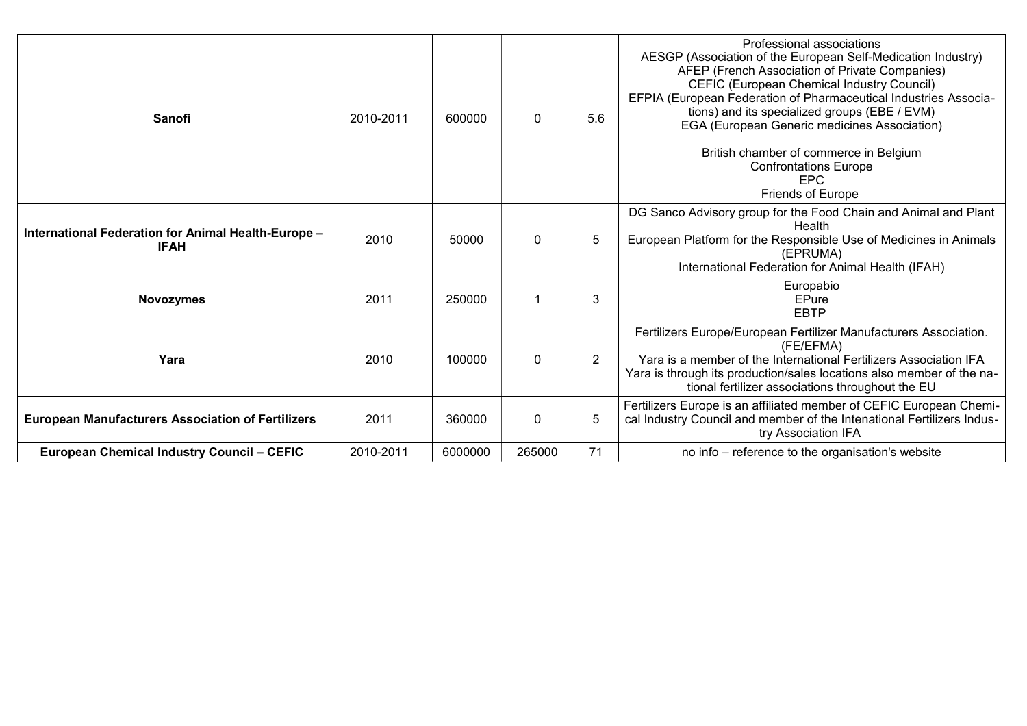| | | | | | |
|---|---|---|---|---|---|
| **Sanofi** | 2010-2011 | 600000 | 0 | 5.6 | Professional associations<br>AESGP (Association of the European Self-Medication Industry)<br>AFEP (French Association of Private Companies)<br>CEFIC (European Chemical Industry Council)<br>EFPIA (European Federation of Pharmaceutical Industries Associations) and its specialized groups (EBE / EVM)<br>EGA (European Generic medicines Association)<br><br>British chamber of commerce in Belgium<br>Confrontations Europe<br>EPC<br>Friends of Europe |
| **International Federation for Animal Health-Europe – IFAH** | 2010 | 50000 | 0 | 5 | DG Sanco Advisory group for the Food Chain and Animal and Plant Health<br>European Platform for the Responsible Use of Medicines in Animals (EPRUMA)<br>International Federation for Animal Health (IFAH) |
| **Novozymes** | 2011 | 250000 | 1 | 3 | Europabio<br>EPure<br>EBTP |
| **Yara** | 2010 | 100000 | 0 | 2 | Fertilizers Europe/European Fertilizer Manufacturers Association. (FE/EFMA)<br>Yara is a member of the International Fertilizers Association IFA<br>Yara is through its production/sales locations also member of the national fertilizer associations throughout the EU |
| **European Manufacturers Association of Fertilizers** | 2011 | 360000 | 0 | 5 | Fertilizers Europe is an affiliated member of CEFIC European Chemical Industry Council and member of the Intenational Fertilizers Industry Association IFA |
| **European Chemical Industry Council – CEFIC** | 2010-2011 | 6000000 | 265000 | 71 | no info – reference to the organisation's website |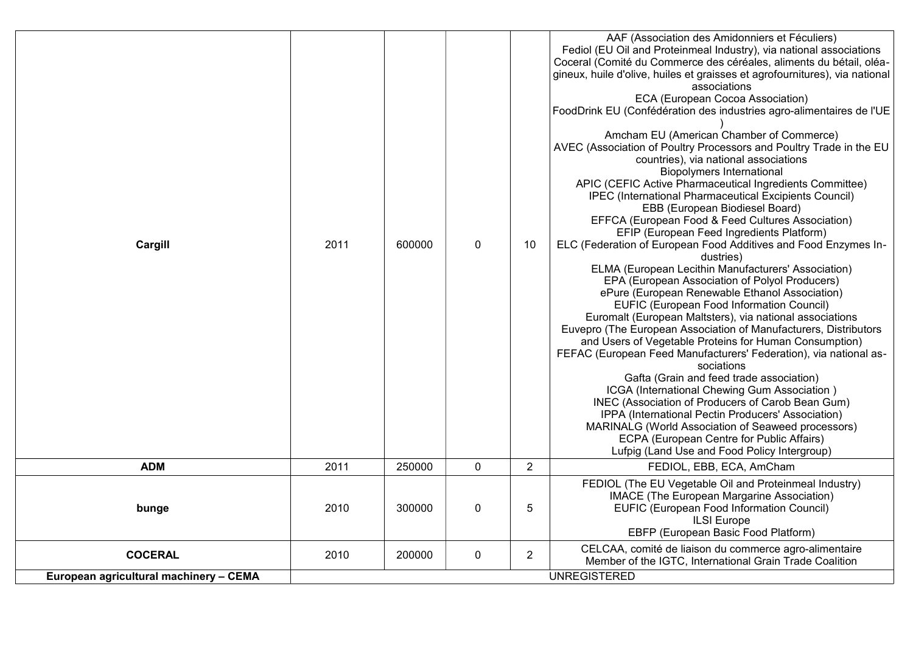| | | | | | |
|---|---|---|---|---|---|
| **Cargill** | 2011 | 600000 | 0 | 10 | AAF (Association des Amidonniers et Féculiers)<br>Fediol (EU Oil and Proteinmeal Industry), via national associations<br>Coceral (Comité du Commerce des céréales, aliments du bétail, oléagineux, huile d'olive, huiles et graisses et agrofournitures), via national associations<br>ECA (European Cocoa Association)<br>FoodDrink EU (Confédération des industries agro-alimentaires de l'UE )<br>Amcham EU (American Chamber of Commerce)<br>AVEC (Association of Poultry Processors and Poultry Trade in the EU countries), via national associations<br>Biopolymers International<br>APIC (CEFIC Active Pharmaceutical Ingredients Committee)<br>IPEC (International Pharmaceutical Excipients Council)<br>EBB (European Biodiesel Board)<br>EFFCA (European Food & Feed Cultures Association)<br>EFIP (European Feed Ingredients Platform)<br>ELC (Federation of European Food Additives and Food Enzymes Industries)<br>ELMA (European Lecithin Manufacturers' Association)<br>EPA (European Association of Polyol Producers)<br>ePure (European Renewable Ethanol Association)<br>EUFIC (European Food Information Council)<br>Euromalt (European Maltsters), via national associations<br>Euvepro (The European Association of Manufacturers, Distributors and Users of Vegetable Proteins for Human Consumption)<br>FEFAC (European Feed Manufacturers' Federation), via national associations<br>Gafta (Grain and feed trade association)<br>ICGA (International Chewing Gum Association )<br>INEC (Association of Producers of Carob Bean Gum)<br>IPPA (International Pectin Producers' Association)<br>MARINALG (World Association of Seaweed processors)<br>ECPA (European Centre for Public Affairs)<br>Lufpig (Land Use and Food Policy Intergroup) |
| **ADM** | 2011 | 250000 | 0 | 2 | FEDIOL, EBB, ECA, AmCham |
| **bunge** | 2010 | 300000 | 0 | 5 | FEDIOL (The EU Vegetable Oil and Proteinmeal Industry)<br>IMACE (The European Margarine Association)<br>EUFIC (European Food Information Council)<br>ILSI Europe<br>EBFP (European Basic Food Platform) |
| **COCERAL** | 2010 | 200000 | 0 | 2 | CELCAA, comité de liaison du commerce agro-alimentaire<br>Member of the IGTC, International Grain Trade Coalition |
| **European agricultural machinery – CEMA** | UNREGISTERED | | | | |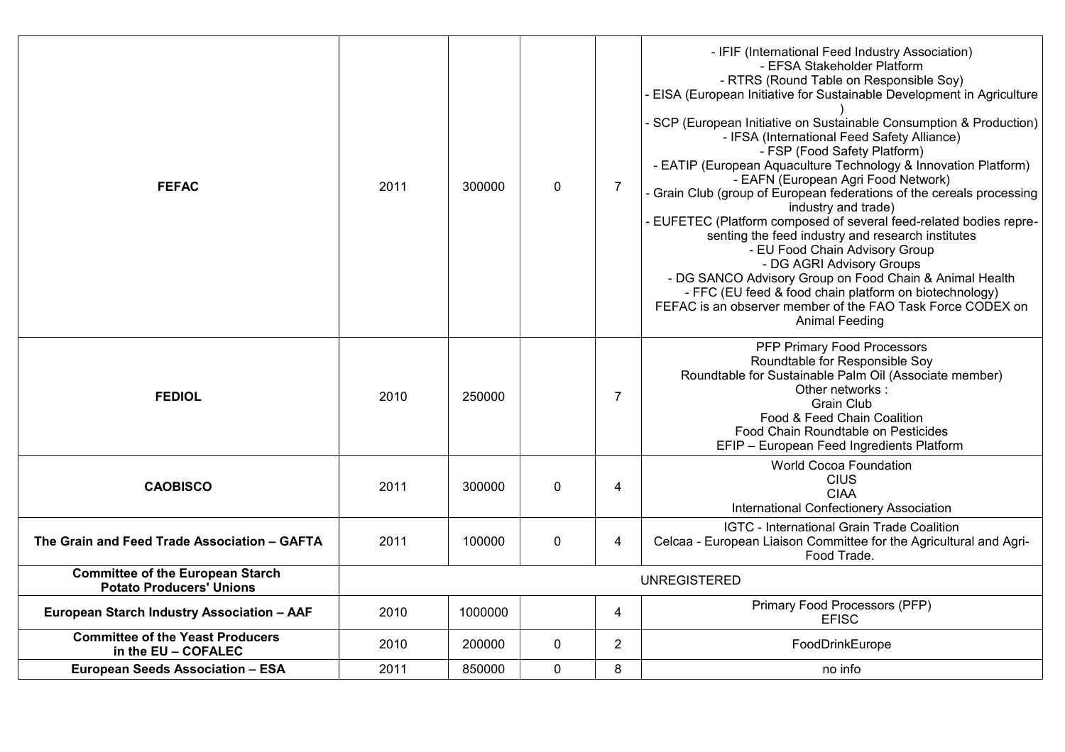| | | | | | |
|---|---|---|---|---|---|
| **FEFAC** | 2011 | 300000 | 0 | 7 | - IFIF (International Feed Industry Association)<br>- EFSA Stakeholder Platform<br>- RTRS (Round Table on Responsible Soy)<br>- EISA (European Initiative for Sustainable Development in Agriculture )<br>- SCP (European Initiative on Sustainable Consumption & Production)<br>- IFSA (International Feed Safety Alliance)<br>- FSP (Food Safety Platform)<br>- EATIP (European Aquaculture Technology & Innovation Platform)<br>- EAFN (European Agri Food Network)<br>- Grain Club (group of European federations of the cereals processing industry and trade)<br>- EUFETEC (Platform composed of several feed-related bodies representing the feed industry and research institutes<br>- EU Food Chain Advisory Group<br>- DG AGRI Advisory Groups<br>- DG SANCO Advisory Group on Food Chain & Animal Health<br>- FFC (EU feed & food chain platform on biotechnology)<br>FEFAC is an observer member of the FAO Task Force CODEX on Animal Feeding |
| **FEDIOL** | 2010 | 250000 | | 7 | PFP Primary Food Processors<br>Roundtable for Responsible Soy<br>Roundtable for Sustainable Palm Oil (Associate member)<br>Other networks :<br>Grain Club<br>Food & Feed Chain Coalition<br>Food Chain Roundtable on Pesticides<br>EFIP – European Feed Ingredients Platform |
| **CAOBISCO** | 2011 | 300000 | 0 | 4 | World Cocoa Foundation<br>CIUS<br>CIAA<br>International Confectionery Association |
| **The Grain and Feed Trade Association – GAFTA** | 2011 | 100000 | 0 | 4 | IGTC - International Grain Trade Coalition<br>Celcaa - European Liaison Committee for the Agricultural and Agri-Food Trade. |
| **Committee of the European Starch Potato Producers' Unions** | UNREGISTERED | | | | |
| **European Starch Industry Association – AAF** | 2010 | 1000000 | | 4 | Primary Food Processors (PFP)<br>EFISC |
| **Committee of the Yeast Producers in the EU – COFALEC** | 2010 | 200000 | 0 | 2 | FoodDrinkEurope |
| **European Seeds Association – ESA** | 2011 | 850000 | 0 | 8 | no info |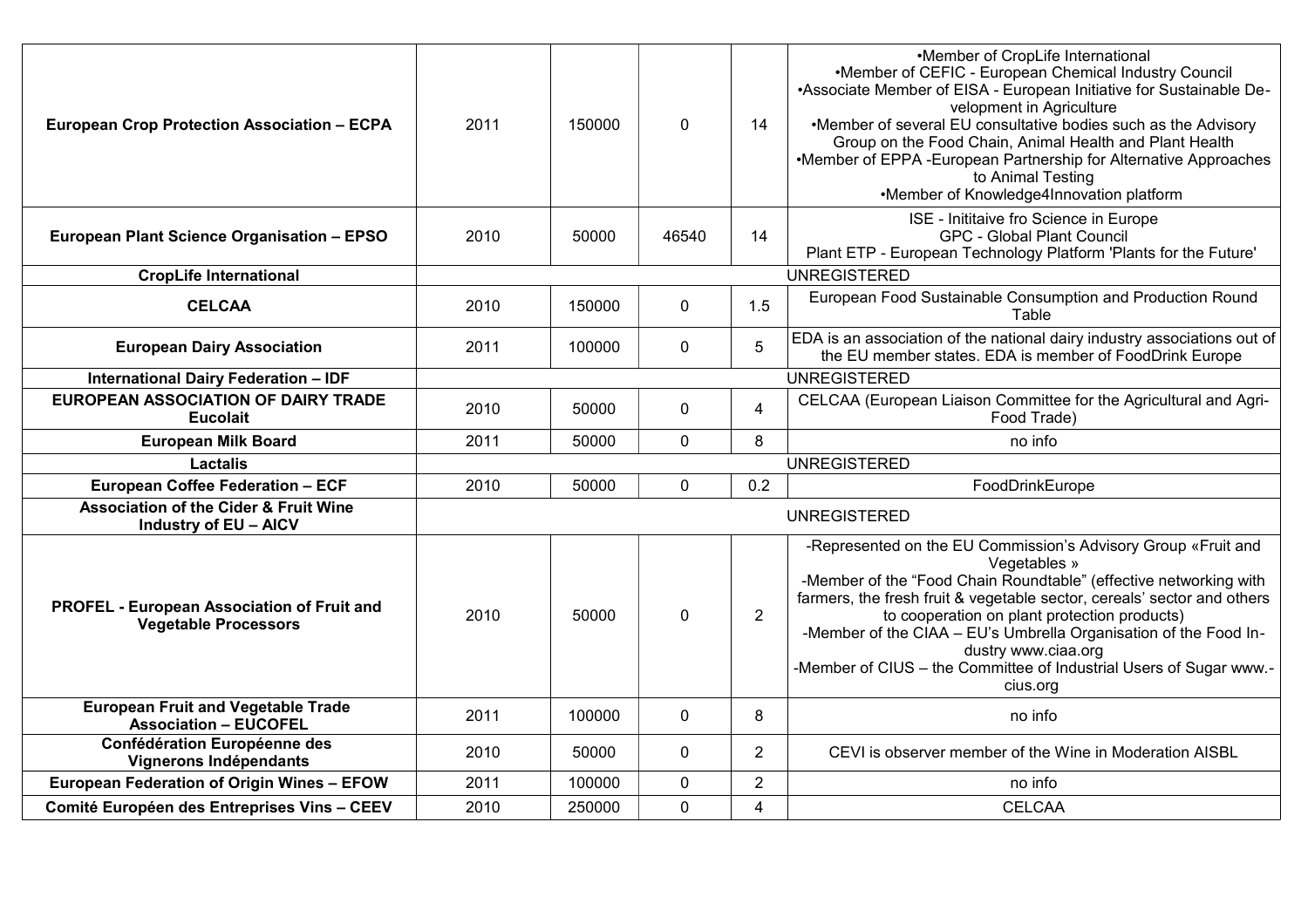| | | | | | |
|---|---|---|---|---|---|
| **European Crop Protection Association – ECPA** | 2011 | 150000 | 0 | 14 | •Member of CropLife International<br>•Member of CEFIC - European Chemical Industry Council<br>•Associate Member of EISA - European Initiative for Sustainable Development in Agriculture<br>•Member of several EU consultative bodies such as the Advisory Group on the Food Chain, Animal Health and Plant Health<br>•Member of EPPA -European Partnership for Alternative Approaches to Animal Testing<br>•Member of Knowledge4Innovation platform |
| **European Plant Science Organisation – EPSO** | 2010 | 50000 | 46540 | 14 | ISE - Inititaive fro Science in Europe<br>GPC - Global Plant Council<br>Plant ETP - European Technology Platform 'Plants for the Future' |
| **CropLife International** | UNREGISTERED | | | | |
| **CELCAA** | 2010 | 150000 | 0 | 1.5 | European Food Sustainable Consumption and Production Round Table |
| **European Dairy Association** | 2011 | 100000 | 0 | 5 | EDA is an association of the national dairy industry associations out of the EU member states. EDA is member of FoodDrink Europe |
| **International Dairy Federation – IDF** | UNREGISTERED | | | | |
| **EUROPEAN ASSOCIATION OF DAIRY TRADE Eucolait** | 2010 | 50000 | 0 | 4 | CELCAA (European Liaison Committee for the Agricultural and Agri-Food Trade) |
| **European Milk Board** | 2011 | 50000 | 0 | 8 | no info |
| **Lactalis** | UNREGISTERED | | | | |
| **European Coffee Federation – ECF** | 2010 | 50000 | 0 | 0.2 | FoodDrinkEurope |
| **Association of the Cider & Fruit Wine Industry of EU – AICV** | UNREGISTERED | | | | |
| **PROFEL - European Association of Fruit and Vegetable Processors** | 2010 | 50000 | 0 | 2 | -Represented on the EU Commission's Advisory Group «Fruit and Vegetables »<br>-Member of the "Food Chain Roundtable" (effective networking with farmers, the fresh fruit & vegetable sector, cereals' sector and others to cooperation on plant protection products)<br>-Member of the CIAA – EU's Umbrella Organisation of the Food Industry www.ciaa.org<br>-Member of CIUS – the Committee of Industrial Users of Sugar www.-cius.org |
| **European Fruit and Vegetable Trade Association – EUCOFEL** | 2011 | 100000 | 0 | 8 | no info |
| **Confédération Européenne des Vignerons Indépendants** | 2010 | 50000 | 0 | 2 | CEVI is observer member of the Wine in Moderation AISBL |
| **European Federation of Origin Wines – EFOW** | 2011 | 100000 | 0 | 2 | no info |
| **Comité Européen des Entreprises Vins – CEEV** | 2010 | 250000 | 0 | 4 | CELCAA |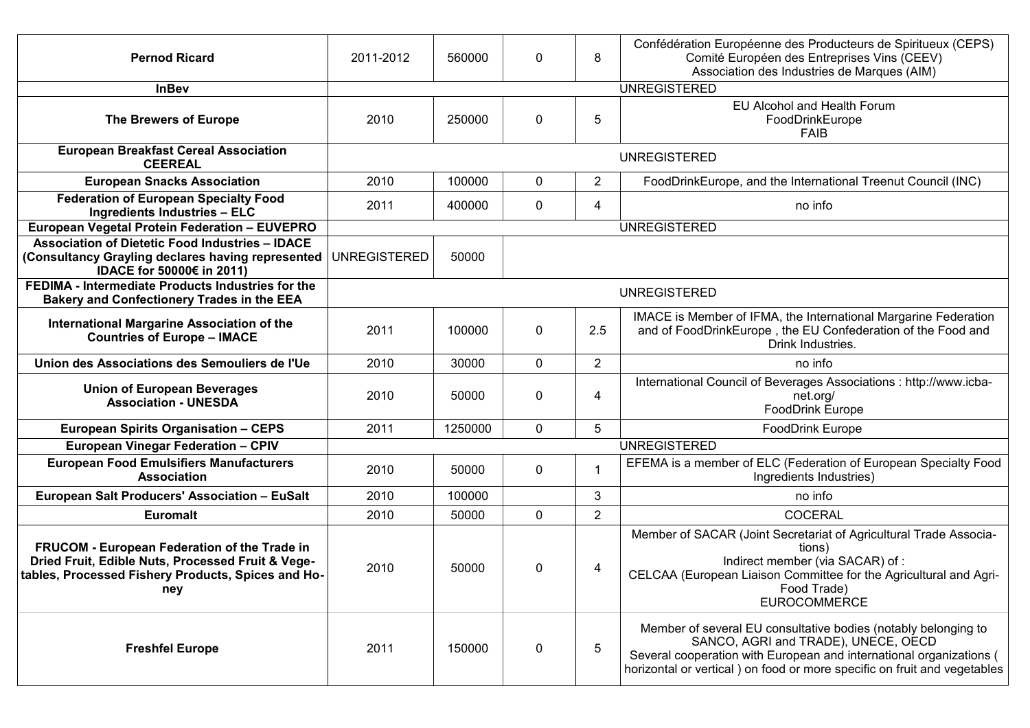| | | | | | |
|---|---|---|---|---|---|
| **Pernod Ricard** | 2011-2012 | 560000 | 0 | 8 | Confédération Européenne des Producteurs de Spiritueux (CEPS) Comité Européen des Entreprises Vins (CEEV) Association des Industries de Marques (AIM) |
| **InBev** | UNREGISTERED | | | | |
| **The Brewers of Europe** | 2010 | 250000 | 0 | 5 | EU Alcohol and Health Forum FoodDrinkEurope FAIB |
| **European Breakfast Cereal Association CEEREAL** | UNREGISTERED | | | | |
| **European Snacks Association** | 2010 | 100000 | 0 | 2 | FoodDrinkEurope, and the International Treenut Council (INC) |
| **Federation of European Specialty Food Ingredients Industries – ELC** | 2011 | 400000 | 0 | 4 | no info |
| **European Vegetal Protein Federation – EUVEPRO** | UNREGISTERED | | | | |
| **Association of Dietetic Food Industries – IDACE (Consultancy Grayling declares having represented IDACE for 50000€ in 2011)** | UNREGISTERED | 50000 | | | |
| **FEDIMA - Intermediate Products Industries for the Bakery and Confectionery Trades in the EEA** | UNREGISTERED | | | | |
| **International Margarine Association of the Countries of Europe – IMACE** | 2011 | 100000 | 0 | 2.5 | IMACE is Member of IFMA, the International Margarine Federation and of FoodDrinkEurope , the EU Confederation of the Food and Drink Industries. |
| **Union des Associations des Semouliers de l'Ue** | 2010 | 30000 | 0 | 2 | no info |
| **Union of European Beverages Association - UNESDA** | 2010 | 50000 | 0 | 4 | International Council of Beverages Associations : http://www.icba-net.org/ FoodDrink Europe |
| **European Spirits Organisation – CEPS** | 2011 | 1250000 | 0 | 5 | FoodDrink Europe |
| **European Vinegar Federation – CPIV** | UNREGISTERED | | | | |
| **European Food Emulsifiers Manufacturers Association** | 2010 | 50000 | 0 | 1 | EFEMA is a member of ELC (Federation of European Specialty Food Ingredients Industries) |
| **European Salt Producers' Association – EuSalt** | 2010 | 100000 | | 3 | no info |
| **Euromalt** | 2010 | 50000 | 0 | 2 | COCERAL |
| **FRUCOM - European Federation of the Trade in Dried Fruit, Edible Nuts, Processed Fruit & Vegetables, Processed Fishery Products, Spices and Honey** | 2010 | 50000 | 0 | 4 | Member of SACAR (Joint Secretariat of Agricultural Trade Associations) Indirect member (via SACAR) of : CELCAA (European Liaison Committee for the Agricultural and Agri-Food Trade) EUROCOMMERCE |
| **Freshfel Europe** | 2011 | 150000 | 0 | 5 | Member of several EU consultative bodies (notably belonging to SANCO, AGRI and TRADE), UNECE, OECD Several cooperation with European and international organizations ( horizontal or vertical ) on food or more specific on fruit and vegetables |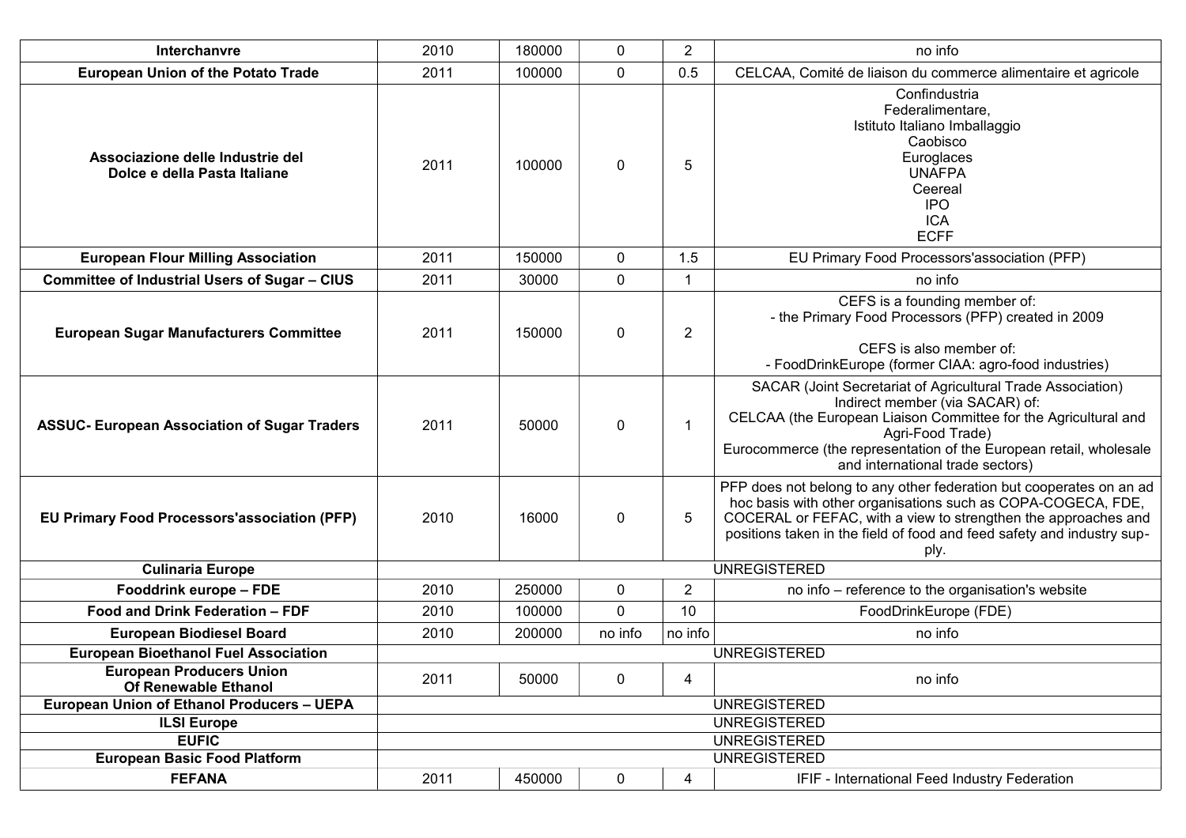| | | | | | |
|---|---|---|---|---|---|
| **Interchanvre** | 2010 | 180000 | 0 | 2 | no info |
| **European Union of the Potato Trade** | 2011 | 100000 | 0 | 0.5 | CELCAA, Comité de liaison du commerce alimentaire et agricole |
| **Associazione delle Industrie del Dolce e della Pasta Italiane** | 2011 | 100000 | 0 | 5 | Confindustria<br>Federalimentare,<br>Istituto Italiano Imballaggio<br>Caobisco<br>Euroglaces<br>UNAFPA<br>Ceereal<br>IPO<br>ICA<br>ECFF |
| **European Flour Milling Association** | 2011 | 150000 | 0 | 1.5 | EU Primary Food Processors'association (PFP) |
| **Committee of Industrial Users of Sugar – CIUS** | 2011 | 30000 | 0 | 1 | no info |
| **European Sugar Manufacturers Committee** | 2011 | 150000 | 0 | 2 | CEFS is a founding member of:<br>- the Primary Food Processors (PFP) created in 2009<br><br>CEFS is also member of:<br>- FoodDrinkEurope (former CIAA: agro-food industries) |
| **ASSUC- European Association of Sugar Traders** | 2011 | 50000 | 0 | 1 | SACAR (Joint Secretariat of Agricultural Trade Association)<br>Indirect member (via SACAR) of:<br>CELCAA (the European Liaison Committee for the Agricultural and Agri-Food Trade)<br>Eurocommerce (the representation of the European retail, wholesale and international trade sectors) |
| **EU Primary Food Processors'association (PFP)** | 2010 | 16000 | 0 | 5 | PFP does not belong to any other federation but cooperates on an ad hoc basis with other organisations such as COPA-COGECA, FDE, COCERAL or FEFAC, with a view to strengthen the approaches and positions taken in the field of food and feed safety and industry sup-ply. |
| **Culinaria Europe** | UNREGISTERED | | | | |
| **Fooddrink europe – FDE** | 2010 | 250000 | 0 | 2 | no info – reference to the organisation's website |
| **Food and Drink Federation – FDF** | 2010 | 100000 | 0 | 10 | FoodDrinkEurope (FDE) |
| **European Biodiesel Board** | 2010 | 200000 | no info | no info | no info |
| **European Bioethanol Fuel Association** | UNREGISTERED | | | | |
| **European Producers Union Of Renewable Ethanol** | 2011 | 50000 | 0 | 4 | no info |
| **European Union of Ethanol Producers – UEPA** | UNREGISTERED | | | | |
| **ILSI Europe** | UNREGISTERED | | | | |
| **EUFIC** | UNREGISTERED | | | | |
| **European Basic Food Platform** | UNREGISTERED | | | | |
| **FEFANA** | 2011 | 450000 | 0 | 4 | IFIF - International Feed Industry Federation |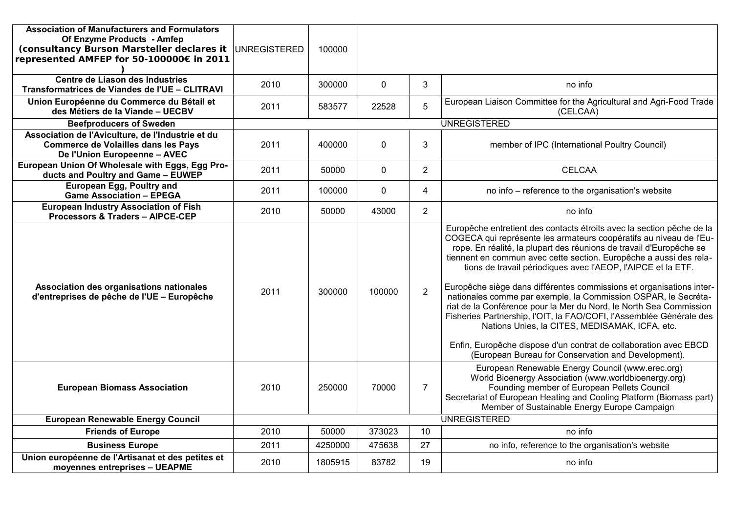| | | | | | |
|---|---|---|---|---|---|
| **Association of Manufacturers and Formulators Of Enzyme Products - Amfep (consultancy Burson Marsteller declares it represented AMFEP for 50-100000€ in 2011 )** | UNREGISTERED | 100000 | | | |
| **Centre de Liason des Industries Transformatrices de Viandes de l'UE – CLITRAVI** | 2010 | 300000 | 0 | 3 | no info |
| **Union Européenne du Commerce du Bétail et des Métiers de la Viande – UECBV** | 2011 | 583577 | 22528 | 5 | European Liaison Committee for the Agricultural and Agri-Food Trade (CELCAA) |
| **Beefproducers of Sweden** | UNREGISTERED | | | | |
| **Association de l'Aviculture, de l'Industrie et du Commerce de Volailles dans les Pays De l'Union Europeenne – AVEC** | 2011 | 400000 | 0 | 3 | member of IPC (International Poultry Council) |
| **European Union Of Wholesale with Eggs, Egg Products and Poultry and Game – EUWEP** | 2011 | 50000 | 0 | 2 | CELCAA |
| **European Egg, Poultry and Game Association – EPEGA** | 2011 | 100000 | 0 | 4 | no info – reference to the organisation's website |
| **European Industry Association of Fish Processors & Traders – AIPCE-CEP** | 2010 | 50000 | 43000 | 2 | no info |
| **Association des organisations nationales d'entreprises de pêche de l'UE – Europêche** | 2011 | 300000 | 100000 | 2 | Europêche entretient des contacts étroits avec la section pêche de la COGECA qui représente les armateurs coopératifs au niveau de l'Europe. En réalité, la plupart des réunions de travail d'Europêche se tiennent en commun avec cette section. Europêche a aussi des relations de travail périodiques avec l'AEOP, l'AIPCE et la ETF.<br><br>Europêche siège dans différentes commissions et organisations internationales comme par exemple, la Commission OSPAR, le Secrétariat de la Conférence pour la Mer du Nord, le North Sea Commission Fisheries Partnership, l'OIT, la FAO/COFI, l'Assemblée Générale des Nations Unies, la CITES, MEDISAMAK, ICFA, etc.<br><br>Enfin, Europêche dispose d'un contrat de collaboration avec EBCD (European Bureau for Conservation and Development). |
| **European Biomass Association** | 2010 | 250000 | 70000 | 7 | European Renewable Energy Council (www.erec.org)<br>World Bioenergy Association (www.worldbioenergy.org)<br>Founding member of European Pellets Council<br>Secretariat of European Heating and Cooling Platform (Biomass part)<br>Member of Sustainable Energy Europe Campaign |
| **European Renewable Energy Council** | UNREGISTERED | | | | |
| **Friends of Europe** | 2010 | 50000 | 373023 | 10 | no info |
| **Business Europe** | 2011 | 4250000 | 475638 | 27 | no info, reference to the organisation's website |
| **Union européenne de l'Artisanat et des petites et moyennes entreprises – UEAPME** | 2010 | 1805915 | 83782 | 19 | no info |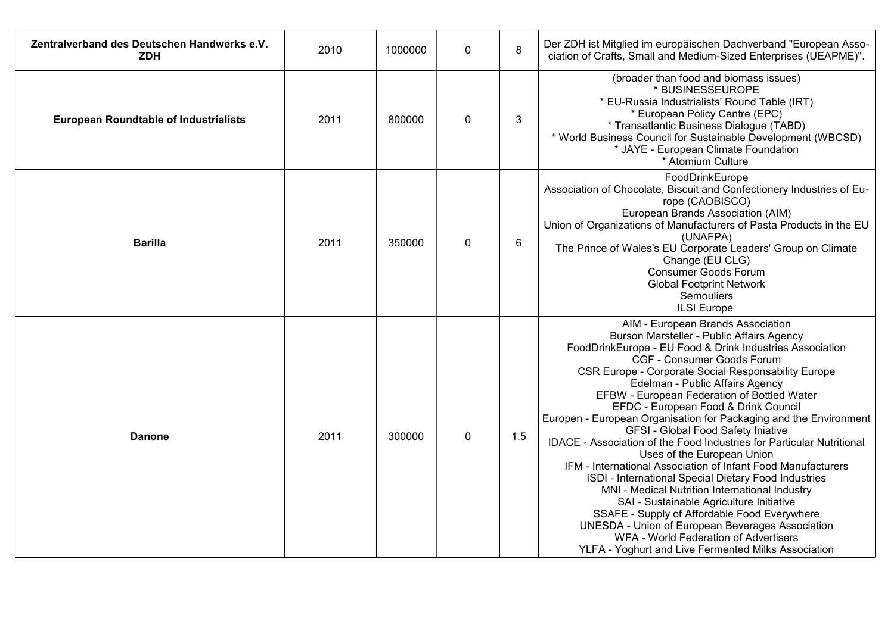| | | | | | |
|---|---|---|---|---|---|
| **Zentralverband des Deutschen Handwerks e.V. ZDH** | 2010 | 1000000 | 0 | 8 | Der ZDH ist Mitglied im europäischen Dachverband "European Association of Crafts, Small and Medium-Sized Enterprises (UEAPME)". |
| **European Roundtable of Industrialists** | 2011 | 800000 | 0 | 3 | (broader than food and biomass issues)<br>* BUSINESSEUROPE<br>* EU-Russia Industrialists' Round Table (IRT)<br>* European Policy Centre (EPC)<br>* Transatlantic Business Dialogue (TABD)<br>* World Business Council for Sustainable Development (WBCSD)<br>* JAYE - European Climate Foundation<br>* Atomium Culture |
| **Barilla** | 2011 | 350000 | 0 | 6 | FoodDrinkEurope<br>Association of Chocolate, Biscuit and Confectionery Industries of Europe (CAOBISCO)<br>European Brands Association (AIM)<br>Union of Organizations of Manufacturers of Pasta Products in the EU (UNAFPA)<br>The Prince of Wales's EU Corporate Leaders' Group on Climate Change (EU CLG)<br>Consumer Goods Forum<br>Global Footprint Network<br>Semouliers<br>ILSI Europe |
| **Danone** | 2011 | 300000 | 0 | 1.5 | AIM - European Brands Association<br>Burson Marsteller - Public Affairs Agency<br>FoodDrinkEurope - EU Food & Drink Industries Association<br>CGF - Consumer Goods Forum<br>CSR Europe - Corporate Social Responsability Europe<br>Edelman - Public Affairs Agency<br>EFBW - European Federation of Bottled Water<br>EFDC - European Food & Drink Council<br>Europen - European Organisation for Packaging and the Environment<br>GFSI - Global Food Safety Iniative<br>IDACE - Association of the Food Industries for Particular Nutritional Uses of the European Union<br>IFM - International Association of Infant Food Manufacturers<br>ISDI - International Special Dietary Food Industries<br>MNI - Medical Nutrition International Industry<br>SAI - Sustainable Agriculture Initiative<br>SSAFE - Supply of Affordable Food Everywhere<br>UNESDA - Union of European Beverages Association<br>WFA - World Federation of Advertisers<br>YLFA - Yoghurt and Live Fermented Milks Association |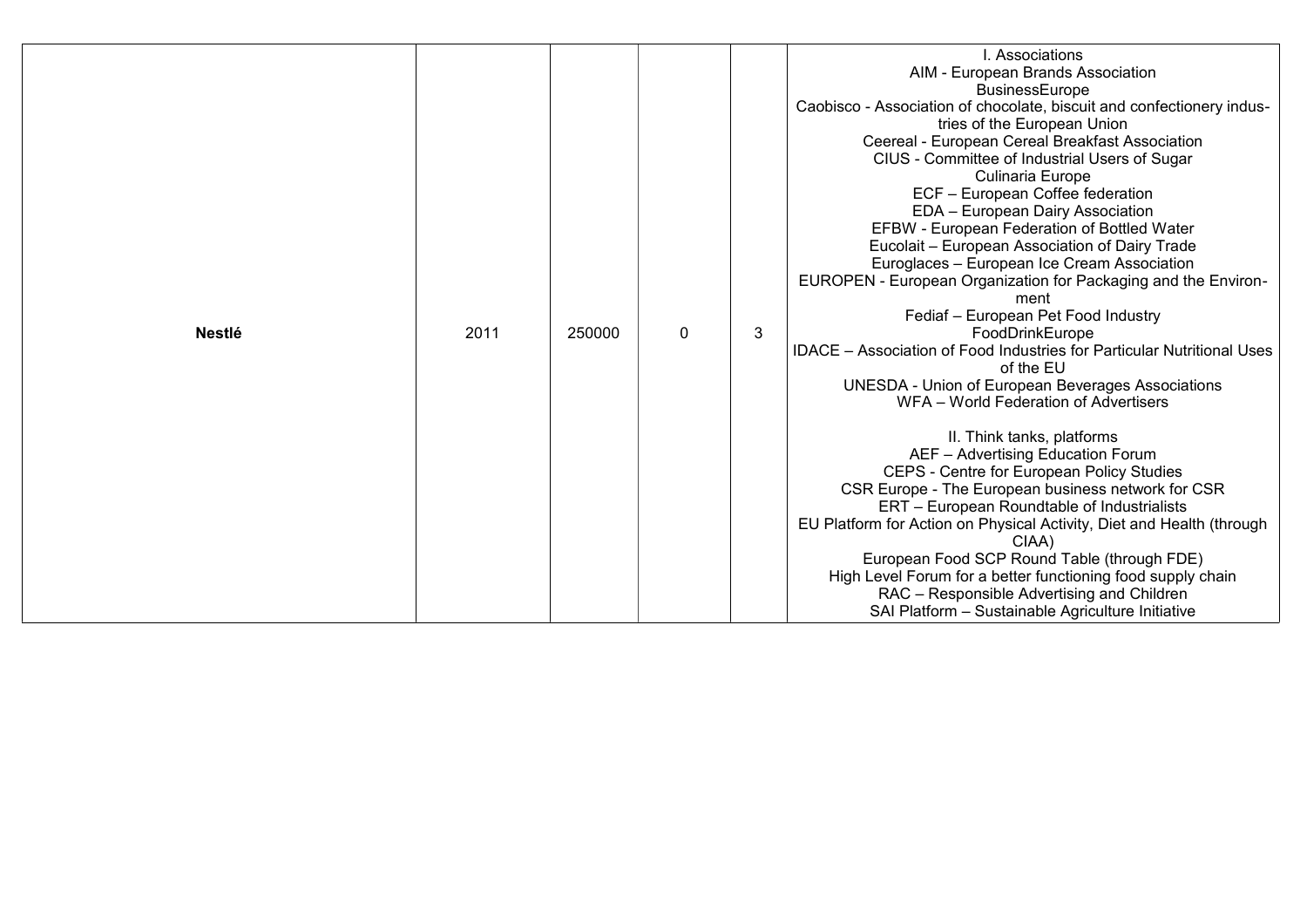| | | | | | |
|---|---|---|---|---|---|
| **Nestlé** | 2011 | 250000 | 0 | 3 | I. Associations<br>AIM - European Brands Association<br>BusinessEurope<br>Caobisco - Association of chocolate, biscuit and confectionery industries of the European Union<br>Ceereal - European Cereal Breakfast Association<br>CIUS - Committee of Industrial Users of Sugar<br>Culinaria Europe<br>ECF – European Coffee federation<br>EDA – European Dairy Association<br>EFBW - European Federation of Bottled Water<br>Eucolait – European Association of Dairy Trade<br>Euroglaces – European Ice Cream Association<br>EUROPEN - European Organization for Packaging and the Environment<br>Fediaf – European Pet Food Industry<br>FoodDrinkEurope<br>IDACE – Association of Food Industries for Particular Nutritional Uses of the EU<br>UNESDA - Union of European Beverages Associations<br>WFA – World Federation of Advertisers<br><br>II. Think tanks, platforms<br>AEF – Advertising Education Forum<br>CEPS - Centre for European Policy Studies<br>CSR Europe - The European business network for CSR<br>ERT – European Roundtable of Industrialists<br>EU Platform for Action on Physical Activity, Diet and Health (through CIAA)<br>European Food SCP Round Table (through FDE)<br>High Level Forum for a better functioning food supply chain<br>RAC – Responsible Advertising and Children<br>SAI Platform – Sustainable Agriculture Initiative |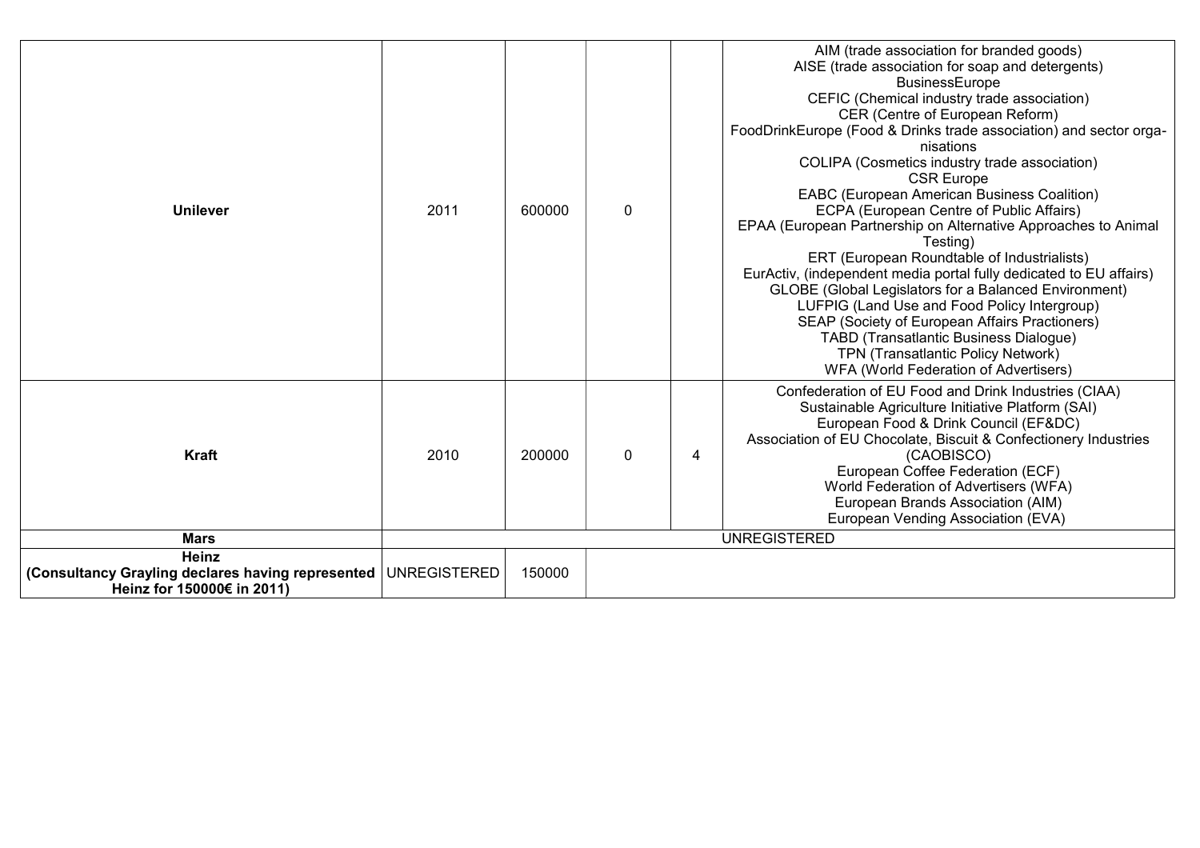| | | | | | |
|---|---|---|---|---|---|
| **Unilever** | 2011 | 600000 | 0 | | AIM (trade association for branded goods)<br>AISE (trade association for soap and detergents)<br>BusinessEurope<br>CEFIC (Chemical industry trade association)<br>CER (Centre of European Reform)<br>FoodDrinkEurope (Food & Drinks trade association) and sector orga-nisations<br>COLIPA (Cosmetics industry trade association)<br>CSR Europe<br>EABC (European American Business Coalition)<br>ECPA (European Centre of Public Affairs)<br>EPAA (European Partnership on Alternative Approaches to Animal Testing)<br>ERT (European Roundtable of Industrialists)<br>EurActiv, (independent media portal fully dedicated to EU affairs)<br>GLOBE (Global Legislators for a Balanced Environment)<br>LUFPIG (Land Use and Food Policy Intergroup)<br>SEAP (Society of European Affairs Practioners)<br>TABD (Transatlantic Business Dialogue)<br>TPN (Transatlantic Policy Network)<br>WFA (World Federation of Advertisers) |
| **Kraft** | 2010 | 200000 | 0 | 4 | Confederation of EU Food and Drink Industries (CIAA)<br>Sustainable Agriculture Initiative Platform (SAI)<br>European Food & Drink Council (EF&DC)<br>Association of EU Chocolate, Biscuit & Confectionery Industries (CAOBISCO)<br>European Coffee Federation (ECF)<br>World Federation of Advertisers (WFA)<br>European Brands Association (AIM)<br>European Vending Association (EVA) |
| **Mars** | UNREGISTERED | | | | |
| **Heinz**<br>**(Consultancy Grayling declares having represented Heinz for 150000€ in 2011)** | UNREGISTERED | 150000 | | | |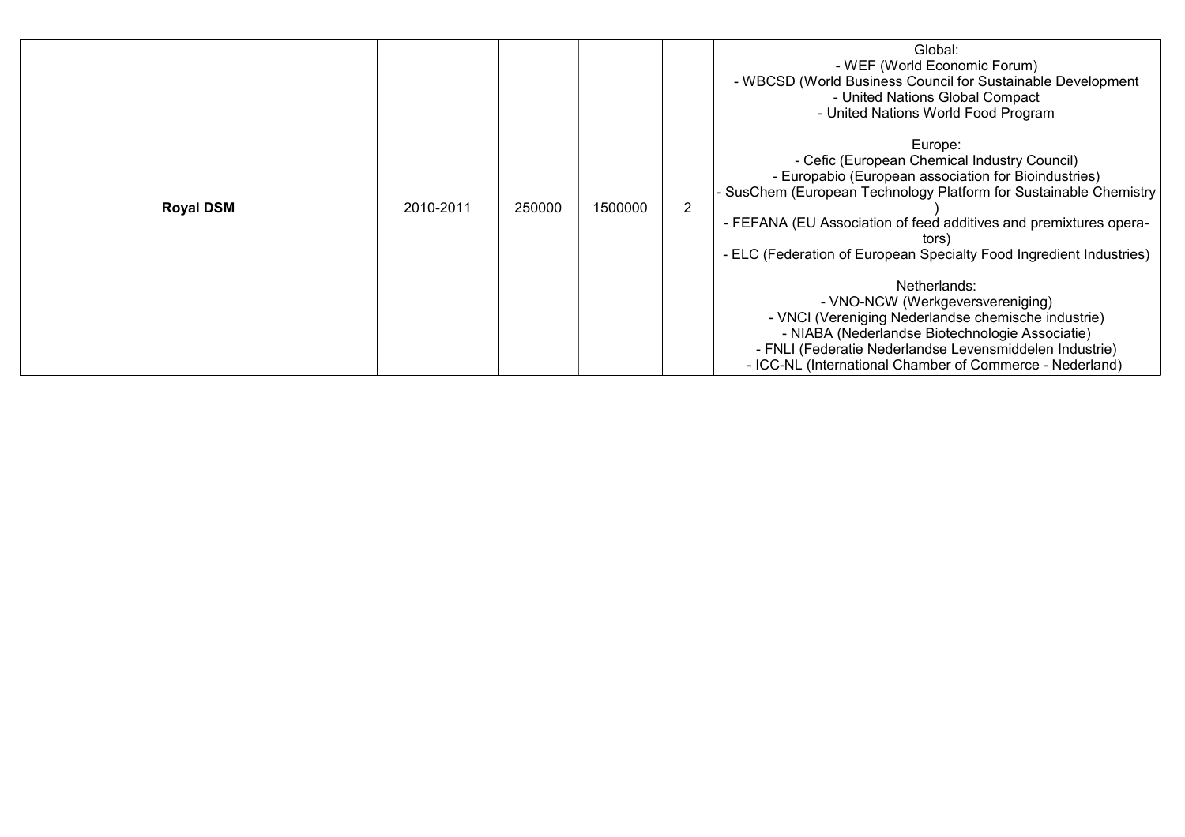| | | | | | |
|---|---|---|---|---|---|
| **Royal DSM** | 2010-2011 | 250000 | 1500000 | 2 | Global:<br>- WEF (World Economic Forum)<br>- WBCSD (World Business Council for Sustainable Development<br>- United Nations Global Compact<br>- United Nations World Food Program<br><br>Europe:<br>- Cefic (European Chemical Industry Council)<br>- Europabio (European association for Bioindustries)<br>- SusChem (European Technology Platform for Sustainable Chemistry)<br>- FEFANA (EU Association of feed additives and premixtures operators)<br>- ELC (Federation of European Specialty Food Ingredient Industries)<br><br>Netherlands:<br>- VNO-NCW (Werkgeversvereniging)<br>- VNCI (Vereniging Nederlandse chemische industrie)<br>- NIABA (Nederlandse Biotechnologie Associatie)<br>- FNLI (Federatie Nederlandse Levensmiddelen Industrie)<br>- ICC-NL (International Chamber of Commerce - Nederland) |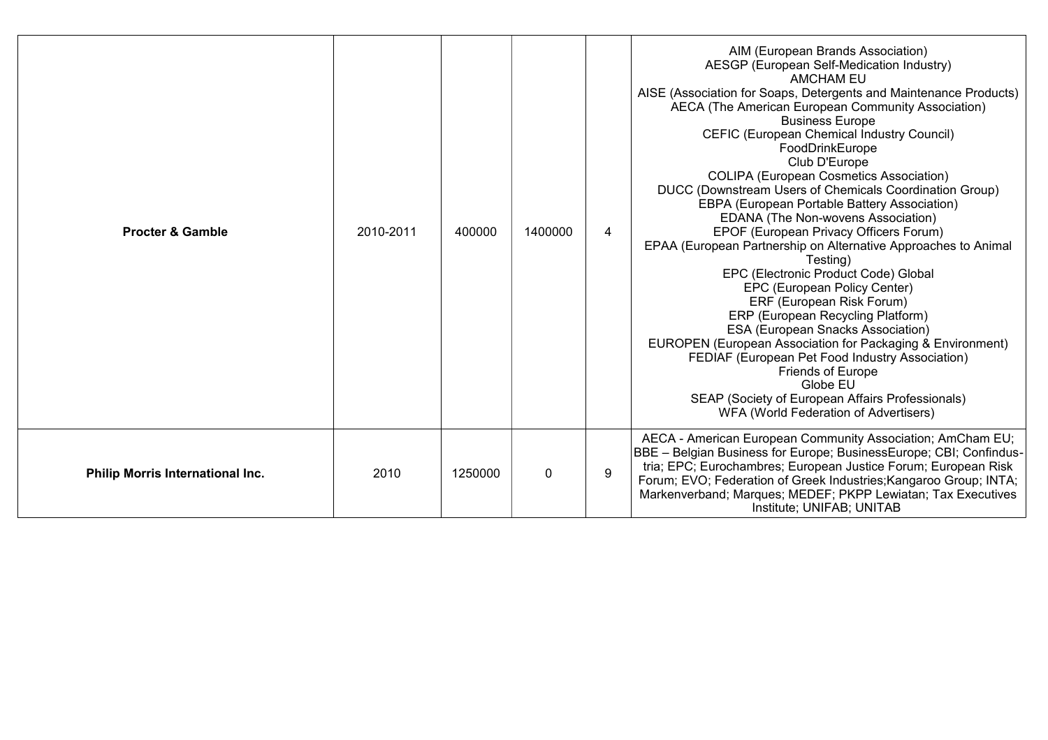| | | | | | |
|---|---|---|---|---|---|
| **Procter & Gamble** | 2010-2011 | 400000 | 1400000 | 4 | AIM (European Brands Association)<br>AESGP (European Self-Medication Industry)<br>AMCHAM EU<br>AISE (Association for Soaps, Detergents and Maintenance Products)<br>AECA (The American European Community Association)<br>Business Europe<br>CEFIC (European Chemical Industry Council)<br>FoodDrinkEurope<br>Club D'Europe<br>COLIPA (European Cosmetics Association)<br>DUCC (Downstream Users of Chemicals Coordination Group)<br>EBPA (European Portable Battery Association)<br>EDANA (The Non-wovens Association)<br>EPOF (European Privacy Officers Forum)<br>EPAA (European Partnership on Alternative Approaches to Animal Testing)<br>EPC (Electronic Product Code) Global<br>EPC (European Policy Center)<br>ERF (European Risk Forum)<br>ERP (European Recycling Platform)<br>ESA (European Snacks Association)<br>EUROPEN (European Association for Packaging & Environment)<br>FEDIAF (European Pet Food Industry Association)<br>Friends of Europe<br>Globe EU<br>SEAP (Society of European Affairs Professionals)<br>WFA (World Federation of Advertisers) |
| **Philip Morris International Inc.** | 2010 | 1250000 | 0 | 9 | AECA - American European Community Association; AmCham EU; BBE – Belgian Business for Europe; BusinessEurope; CBI; Confindustria; EPC; Eurochambres; European Justice Forum; European Risk Forum; EVO; Federation of Greek Industries;Kangaroo Group; INTA; Markenverband; Marques; MEDEF; PKPP Lewiatan; Tax Executives Institute; UNIFAB; UNITAB |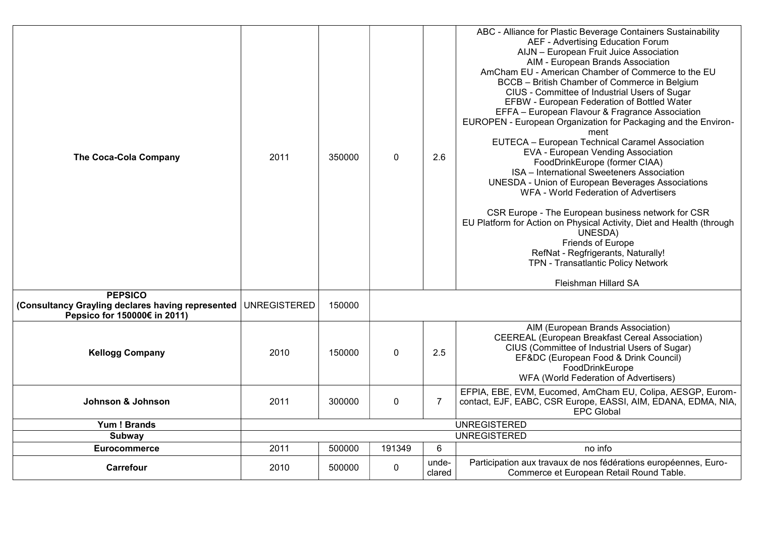| | | | | | |
|---|---|---|---|---|---|
| **The Coca-Cola Company** | 2011 | 350000 | 0 | 2.6 | ABC - Alliance for Plastic Beverage Containers Sustainability<br>AEF - Advertising Education Forum<br>AIJN – European Fruit Juice Association<br>AIM - European Brands Association<br>AmCham EU - American Chamber of Commerce to the EU<br>BCCB – British Chamber of Commerce in Belgium<br>CIUS - Committee of Industrial Users of Sugar<br>EFBW - European Federation of Bottled Water<br>EFFA – European Flavour & Fragrance Association<br>EUROPEN - European Organization for Packaging and the Environ-ment<br>EUTECA – European Technical Caramel Association<br>EVA - European Vending Association<br>FoodDrinkEurope (former CIAA)<br>ISA – International Sweeteners Association<br>UNESDA - Union of European Beverages Associations<br>WFA - World Federation of Advertisers<br><br>CSR Europe - The European business network for CSR<br>EU Platform for Action on Physical Activity, Diet and Health (through UNESDA)<br>Friends of Europe<br>RefNat - Regfrigerants, Naturally!<br>TPN - Transatlantic Policy Network<br><br>Fleishman Hillard SA |
| **PEPSICO (Consultancy Grayling declares having represented Pepsico for 150000€ in 2011)** | UNREGISTERED | 150000 | | | |
| **Kellogg Company** | 2010 | 150000 | 0 | 2.5 | AIM (European Brands Association)<br>CEEREAL (European Breakfast Cereal Association)<br>CIUS (Committee of Industrial Users of Sugar)<br>EF&DC (European Food & Drink Council)<br>FoodDrinkEurope<br>WFA (World Federation of Advertisers) |
| **Johnson & Johnson** | 2011 | 300000 | 0 | 7 | EFPIA, EBE, EVM, Eucomed, AmCham EU, Colipa, AESGP, Eurom-contact, EJF, EABC, CSR Europe, EASSI, AIM, EDANA, EDMA, NIA, EPC Global |
| **Yum ! Brands** | UNREGISTERED | | | | |
| **Subway** | UNREGISTERED | | | | |
| **Eurocommerce** | 2011 | 500000 | 191349 | 6 | no info |
| **Carrefour** | 2010 | 500000 | 0 | unde-clared | Participation aux travaux de nos fédérations européennes, Euro-Commerce et European Retail Round Table. |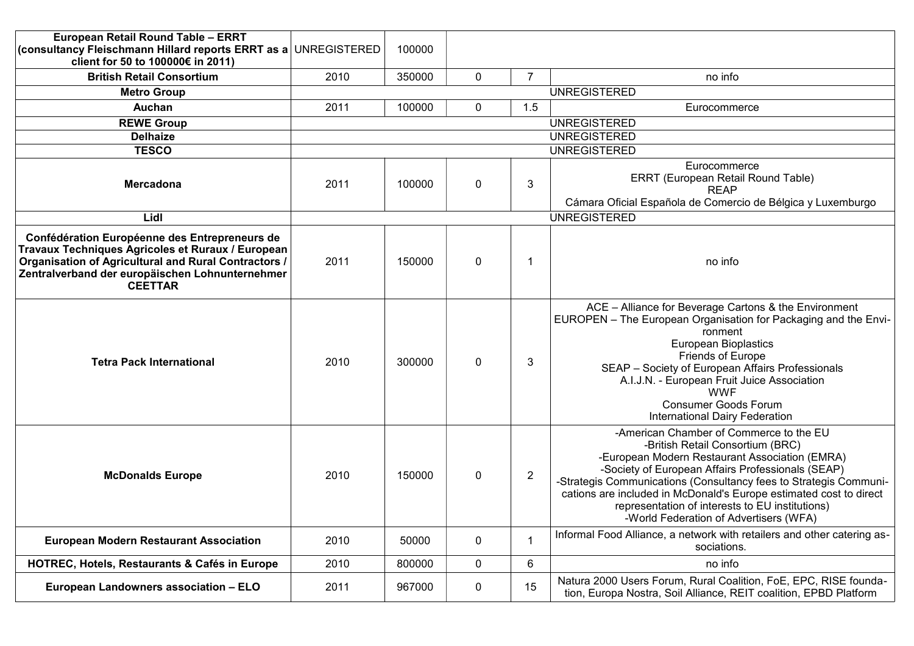| | | | | | |
|---|---|---|---|---|---|
| **European Retail Round Table – ERRT (consultancy Fleischmann Hillard reports ERRT as a client for 50 to 100000€ in 2011)** | UNREGISTERED | 100000 | | | |
| **British Retail Consortium** | 2010 | 350000 | 0 | 7 | no info |
| **Metro Group** | UNREGISTERED | | | | |
| **Auchan** | 2011 | 100000 | 0 | 1.5 | Eurocommerce |
| **REWE Group** | UNREGISTERED | | | | |
| **Delhaize** | UNREGISTERED | | | | |
| **TESCO** | UNREGISTERED | | | | |
| **Mercadona** | 2011 | 100000 | 0 | 3 | Eurocommerce<br>ERRT (European Retail Round Table)<br>REAP<br>Cámara Oficial Española de Comercio de Bélgica y Luxemburgo |
| **Lidl** | UNREGISTERED | | | | |
| **Confédération Européenne des Entrepreneurs de Travaux Techniques Agricoles et Ruraux / European Organisation of Agricultural and Rural Contractors / Zentralverband der europäischen Lohnunternehmer CEETTAR** | 2011 | 150000 | 0 | 1 | no info |
| **Tetra Pack International** | 2010 | 300000 | 0 | 3 | ACE – Alliance for Beverage Cartons & the Environment<br>EUROPEN – The European Organisation for Packaging and the Environment<br>European Bioplastics<br>Friends of Europe<br>SEAP – Society of European Affairs Professionals<br>A.I.J.N. - European Fruit Juice Association<br>WWF<br>Consumer Goods Forum<br>International Dairy Federation |
| **McDonalds Europe** | 2010 | 150000 | 0 | 2 | -American Chamber of Commerce to the EU<br>-British Retail Consortium (BRC)<br>-European Modern Restaurant Association (EMRA)<br>-Society of European Affairs Professionals (SEAP)<br>-Strategis Communications (Consultancy fees to Strategis Communications are included in McDonald's Europe estimated cost to direct representation of interests to EU institutions)<br>-World Federation of Advertisers (WFA) |
| **European Modern Restaurant Association** | 2010 | 50000 | 0 | 1 | Informal Food Alliance, a network with retailers and other catering associations. |
| **HOTREC, Hotels, Restaurants & Cafés in Europe** | 2010 | 800000 | 0 | 6 | no info |
| **European Landowners association – ELO** | 2011 | 967000 | 0 | 15 | Natura 2000 Users Forum, Rural Coalition, FoE, EPC, RISE foundation, Europa Nostra, Soil Alliance, REIT coalition, EPBD Platform |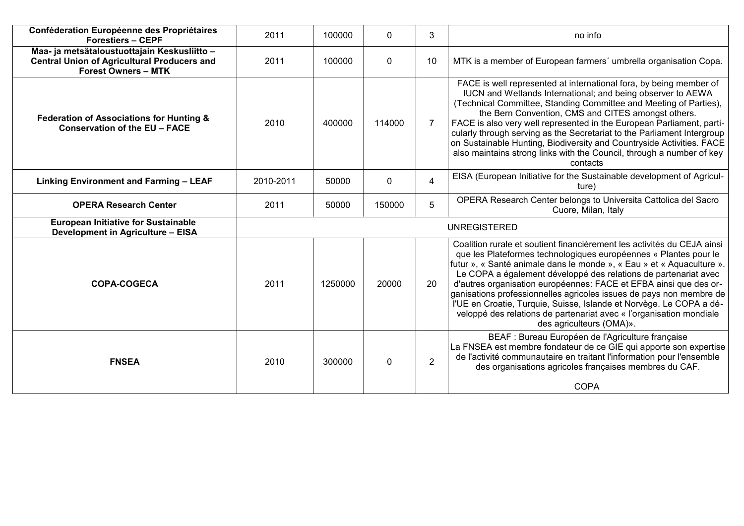| | | | | | |
|---|---|---|---|---|---|
| **Conféderation Européenne des Propriétaires Forestiers – CEPF** | 2011 | 100000 | 0 | 3 | no info |
| **Maa- ja metsätaloustuottajain Keskusliitto – Central Union of Agricultural Producers and Forest Owners – MTK** | 2011 | 100000 | 0 | 10 | MTK is a member of European farmers´ umbrella organisation Copa. |
| **Federation of Associations for Hunting & Conservation of the EU – FACE** | 2010 | 400000 | 114000 | 7 | FACE is well represented at international fora, by being member of IUCN and Wetlands International; and being observer to AEWA (Technical Committee, Standing Committee and Meeting of Parties), the Bern Convention, CMS and CITES amongst others. FACE is also very well represented in the European Parliament, particularly through serving as the Secretariat to the Parliament Intergroup on Sustainable Hunting, Biodiversity and Countryside Activities. FACE also maintains strong links with the Council, through a number of key contacts |
| **Linking Environment and Farming – LEAF** | 2010-2011 | 50000 | 0 | 4 | EISA (European Initiative for the Sustainable development of Agriculture) |
| **OPERA Research Center** | 2011 | 50000 | 150000 | 5 | OPERA Research Center belongs to Universita Cattolica del Sacro Cuore, Milan, Italy |
| **European Initiative for Sustainable Development in Agriculture – EISA** | UNREGISTERED | | | | |
| **COPA-COGECA** | 2011 | 1250000 | 20000 | 20 | Coalition rurale et soutient financièrement les activités du CEJA ainsi que les Plateformes technologiques européennes « Plantes pour le futur », « Santé animale dans le monde », « Eau » et « Aquaculture ». Le COPA a également développé des relations de partenariat avec d'autres organisation européennes: FACE et EFBA ainsi que des organisations professionnelles agricoles issues de pays non membre de l'UE en Croatie, Turquie, Suisse, Islande et Norvège. Le COPA a développé des relations de partenariat avec « l'organisation mondiale des agriculteurs (OMA)». |
| **FNSEA** | 2010 | 300000 | 0 | 2 | BEAF : Bureau Européen de l'Agriculture française<br>La FNSEA est membre fondateur de ce GIE qui apporte son expertise de l'activité communautaire en traitant l'information pour l'ensemble des organisations agricoles françaises membres du CAF.<br><br>COPA |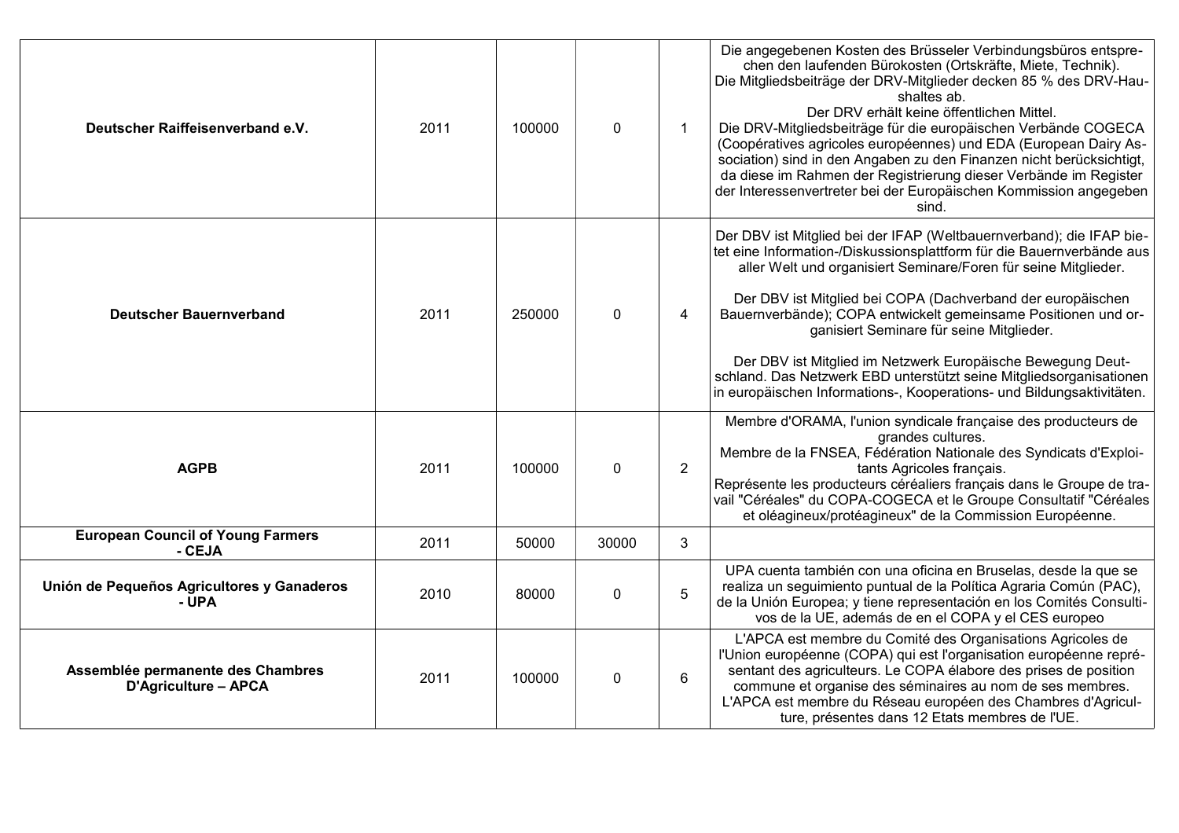| | | | | | |
|---|---|---|---|---|---|
| **Deutscher Raiffeisenverband e.V.** | 2011 | 100000 | 0 | 1 | Die angegebenen Kosten des Brüsseler Verbindungsbüros entsprechen den laufenden Bürokosten (Ortskräfte, Miete, Technik). Die Mitgliedsbeiträge der DRV-Mitglieder decken 85 % des DRV-Haushaltes ab. Der DRV erhält keine öffentlichen Mittel. Die DRV-Mitgliedsbeiträge für die europäischen Verbände COGECA (Coopératives agricoles européennes) und EDA (European Dairy Association) sind in den Angaben zu den Finanzen nicht berücksichtigt, da diese im Rahmen der Registrierung dieser Verbände im Register der Interessenvertreter bei der Europäischen Kommission angegeben sind. |
| **Deutscher Bauernverband** | 2011 | 250000 | 0 | 4 | Der DBV ist Mitglied bei der IFAP (Weltbauernverband); die IFAP bietet eine Information-/Diskussionsplattform für die Bauernverbände aus aller Welt und organisiert Seminare/Foren für seine Mitglieder.<br><br>Der DBV ist Mitglied bei COPA (Dachverband der europäischen Bauernverbände); COPA entwickelt gemeinsame Positionen und organisiert Seminare für seine Mitglieder.<br><br>Der DBV ist Mitglied im Netzwerk Europäische Bewegung Deutschland. Das Netzwerk EBD unterstützt seine Mitgliedsorganisationen in europäischen Informations-, Kooperations- und Bildungsaktivitäten. |
| **AGPB** | 2011 | 100000 | 0 | 2 | Membre d'ORAMA, l'union syndicale française des producteurs de grandes cultures. Membre de la FNSEA, Fédération Nationale des Syndicats d'Exploitants Agricoles français. Représente les producteurs céréaliers français dans le Groupe de travail "Céréales" du COPA-COGECA et le Groupe Consultatif "Céréales et oléagineux/protéagineux" de la Commission Européenne. |
| **European Council of Young Farmers - CEJA** | 2011 | 50000 | 30000 | 3 | |
| **Unión de Pequeños Agricultores y Ganaderos - UPA** | 2010 | 80000 | 0 | 5 | UPA cuenta también con una oficina en Bruselas, desde la que se realiza un seguimiento puntual de la Política Agraria Común (PAC), de la Unión Europea; y tiene representación en los Comités Consultivos de la UE, además de en el COPA y el CES europeo |
| **Assemblée permanente des Chambres D'Agriculture – APCA** | 2011 | 100000 | 0 | 6 | L'APCA est membre du Comité des Organisations Agricoles de l'Union européenne (COPA) qui est l'organisation européenne représentant des agriculteurs. Le COPA élabore des prises de position commune et organise des séminaires au nom de ses membres. L'APCA est membre du Réseau européen des Chambres d'Agriculture, présentes dans 12 Etats membres de l'UE. |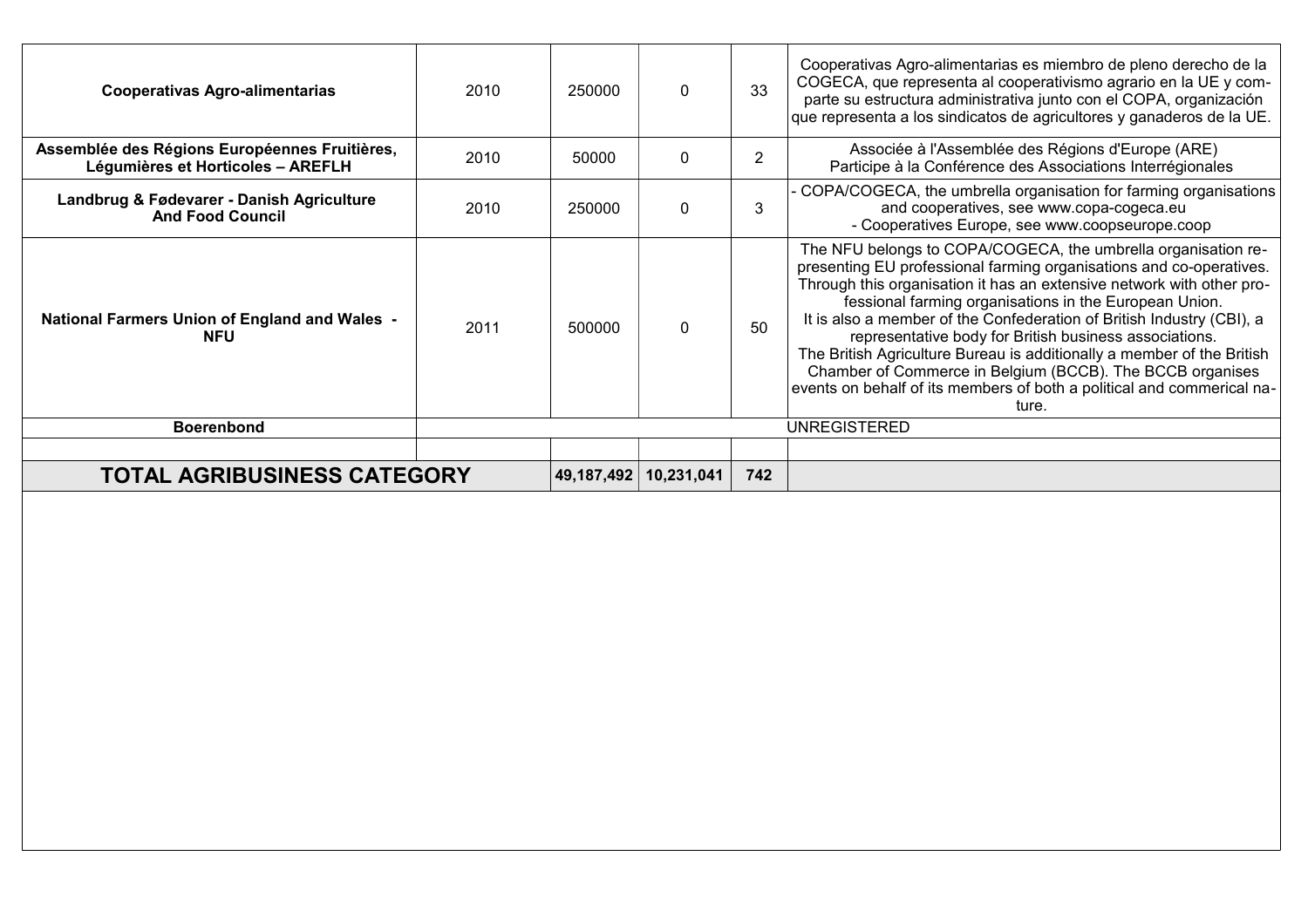| | | | | | |
|---|---|---|---|---|---|
| **Cooperativas Agro-alimentarias** | 2010 | 250000 | 0 | 33 | Cooperativas Agro-alimentarias es miembro de pleno derecho de la COGECA, que representa al cooperativismo agrario en la UE y comparte su estructura administrativa junto con el COPA, organización que representa a los sindicatos de agricultores y ganaderos de la UE. |
| **Assemblée des Régions Européennes Fruitières, Légumières et Horticoles – AREFLH** | 2010 | 50000 | 0 | 2 | Associée à l'Assemblée des Régions d'Europe (ARE) Participe à la Conférence des Associations Interrégionales |
| **Landbrug & Fødevarer - Danish Agriculture And Food Council** | 2010 | 250000 | 0 | 3 | - COPA/COGECA, the umbrella organisation for farming organisations and cooperatives, see www.copa-cogeca.eu - Cooperatives Europe, see www.coopseurope.coop |
| **National Farmers Union of England and Wales - NFU** | 2011 | 500000 | 0 | 50 | The NFU belongs to COPA/COGECA, the umbrella organisation representing EU professional farming organisations and co-operatives. Through this organisation it has an extensive network with other professional farming organisations in the European Union. It is also a member of the Confederation of British Industry (CBI), a representative body for British business associations. The British Agriculture Bureau is additionally a member of the British Chamber of Commerce in Belgium (BCCB). The BCCB organises events on behalf of its members of both a political and commerical nature. |
| **Boerenbond** | UNREGISTERED | | | | |
| | | | | | |
| **TOTAL AGRIBUSINESS CATEGORY** | | **49,187,492** | **10,231,041** | **742** | |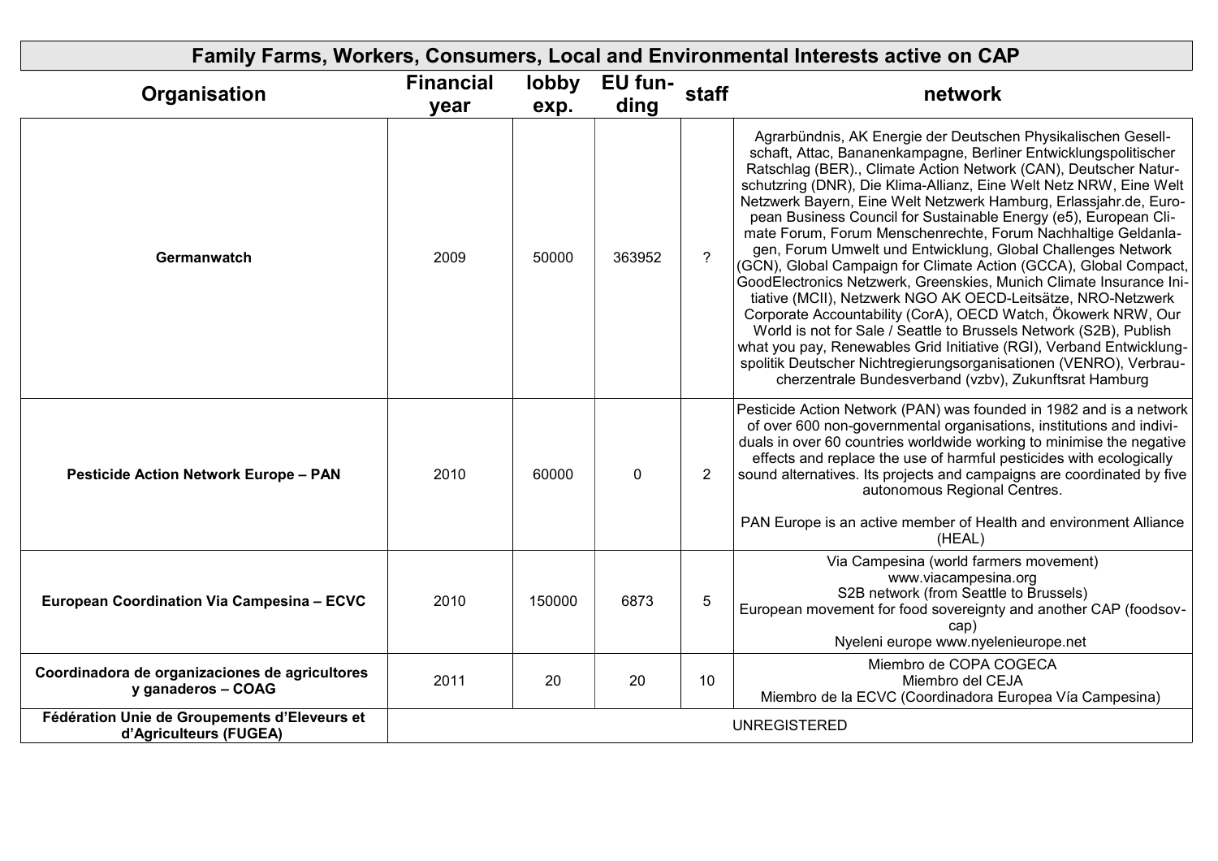| Family Farms, Workers, Consumers, Local and Environmental Interests active on CAP | | | | | |
|---|---|---|---|---|---|
| **Organisation** | **Financial year** | **lobby exp.** | **EU funding** | **staff** | **network** |
| **Germanwatch** | 2009 | 50000 | 363952 | ? | Agrarbündnis, AK Energie der Deutschen Physikalischen Gesellschaft, Attac, Bananenkampagne, Berliner Entwicklungspolitischer Ratschlag (BER)., Climate Action Network (CAN), Deutscher Naturschutzring (DNR), Die Klima-Allianz, Eine Welt Netz NRW, Eine Welt Netzwerk Bayern, Eine Welt Netzwerk Hamburg, Erlassjahr.de, European Business Council for Sustainable Energy (e5), European Climate Forum, Forum Menschenrechte, Forum Nachhaltige Geldanlagen, Forum Umwelt und Entwicklung, Global Challenges Network (GCN), Global Campaign for Climate Action (GCCA), Global Compact, GoodElectronics Netzwerk, Greenskies, Munich Climate Insurance Initiative (MCII), Netzwerk NGO AK OECD-Leitsätze, NRO-Netzwerk Corporate Accountability (CorA), OECD Watch, Ökowerk NRW, Our World is not for Sale / Seattle to Brussels Network (S2B), Publish what you pay, Renewables Grid Initiative (RGI), Verband Entwicklungspolitik Deutscher Nichtregierungsorganisationen (VENRO), Verbraucherzentrale Bundesverband (vzbv), Zukunftsrat Hamburg |
| **Pesticide Action Network Europe – PAN** | 2010 | 60000 | 0 | 2 | Pesticide Action Network (PAN) was founded in 1982 and is a network of over 600 non-governmental organisations, institutions and individuals in over 60 countries worldwide working to minimise the negative effects and replace the use of harmful pesticides with ecologically sound alternatives. Its projects and campaigns are coordinated by five autonomous Regional Centres.<br><br>PAN Europe is an active member of Health and environment Alliance (HEAL) |
| **European Coordination Via Campesina – ECVC** | 2010 | 150000 | 6873 | 5 | Via Campesina (world farmers movement) www.viacampesina.org<br>S2B network (from Seattle to Brussels)<br>European movement for food sovereignty and another CAP (foodsov-cap)<br>Nyeleni europe www.nyelenieurope.net |
| **Coordinadora de organizaciones de agricultores y ganaderos – COAG** | 2011 | 20 | 20 | 10 | Miembro de COPA COGECA<br>Miembro del CEJA<br>Miembro de la ECVC (Coordinadora Europea Vía Campesina) |
| **Fédération Unie de Groupements d'Eleveurs et d'Agriculteurs (FUGEA)** | UNREGISTERED | | | | |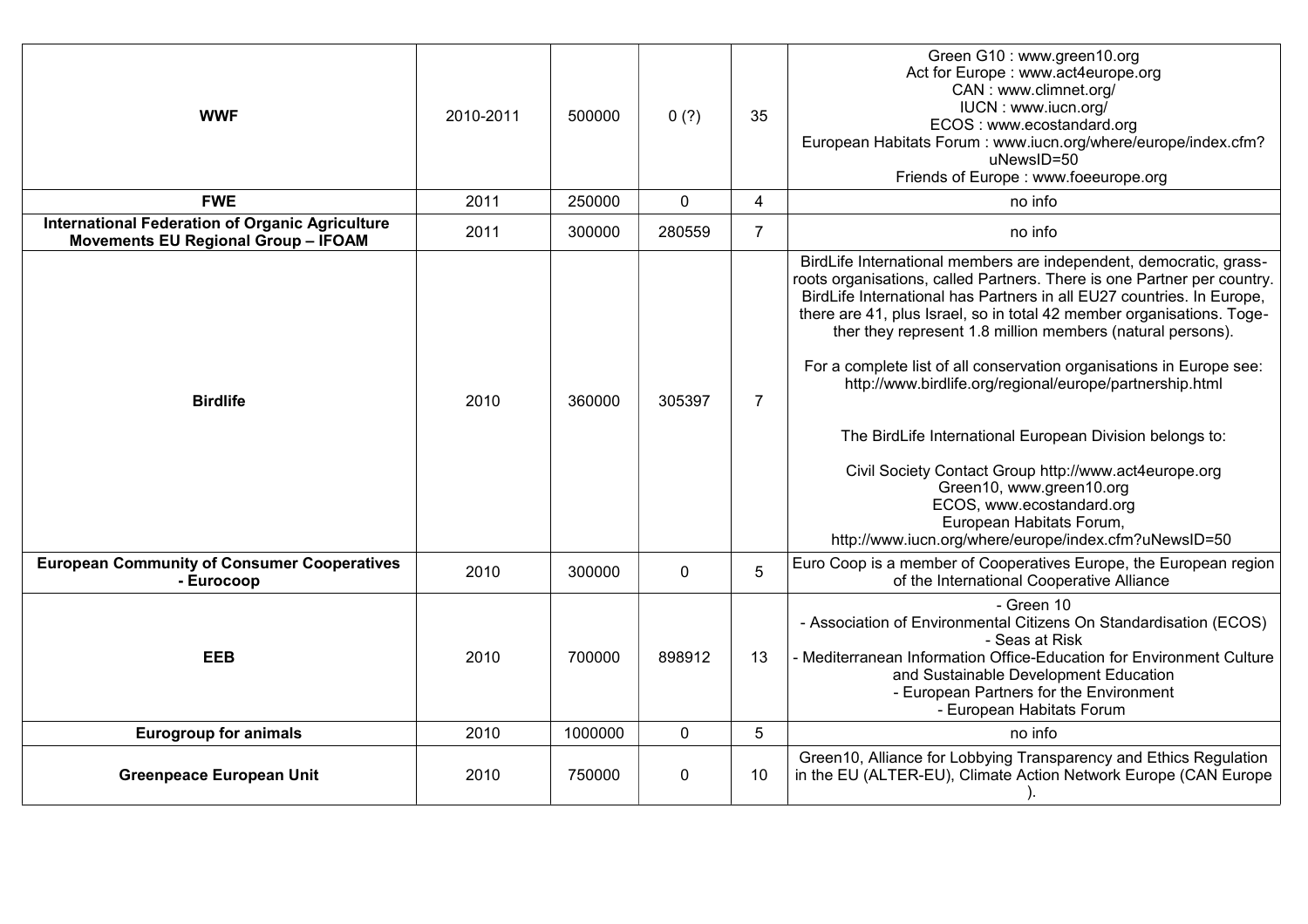| | | | | | |
|---|---|---|---|---|---|
| **WWF** | 2010-2011 | 500000 | 0 (?) | 35 | Green G10 : www.green10.org<br>Act for Europe : www.act4europe.org<br>CAN : www.climnet.org/<br>IUCN : www.iucn.org/<br>ECOS : www.ecostandard.org<br>European Habitats Forum : www.iucn.org/where/europe/index.cfm?uNewsID=50<br>Friends of Europe : www.foeeurope.org |
| **FWE** | 2011 | 250000 | 0 | 4 | no info |
| **International Federation of Organic Agriculture Movements EU Regional Group – IFOAM** | 2011 | 300000 | 280559 | 7 | no info |
| **Birdlife** | 2010 | 360000 | 305397 | 7 | BirdLife International members are independent, democratic, grass-roots organisations, called Partners. There is one Partner per country. BirdLife International has Partners in all EU27 countries. In Europe, there are 41, plus Israel, so in total 42 member organisations. Together they represent 1.8 million members (natural persons).<br><br>For a complete list of all conservation organisations in Europe see: http://www.birdlife.org/regional/europe/partnership.html<br><br>The BirdLife International European Division belongs to:<br><br>Civil Society Contact Group http://www.act4europe.org<br>Green10, www.green10.org<br>ECOS, www.ecostandard.org<br>European Habitats Forum, http://www.iucn.org/where/europe/index.cfm?uNewsID=50 |
| **European Community of Consumer Cooperatives - Eurocoop** | 2010 | 300000 | 0 | 5 | Euro Coop is a member of Cooperatives Europe, the European region of the International Cooperative Alliance |
| **EEB** | 2010 | 700000 | 898912 | 13 | - Green 10<br>- Association of Environmental Citizens On Standardisation (ECOS)<br>- Seas at Risk<br>- Mediterranean Information Office-Education for Environment Culture and Sustainable Development Education<br>- European Partners for the Environment<br>- European Habitats Forum |
| **Eurogroup for animals** | 2010 | 1000000 | 0 | 5 | no info |
| **Greenpeace European Unit** | 2010 | 750000 | 0 | 10 | Green10, Alliance for Lobbying Transparency and Ethics Regulation in the EU (ALTER-EU), Climate Action Network Europe (CAN Europe ). |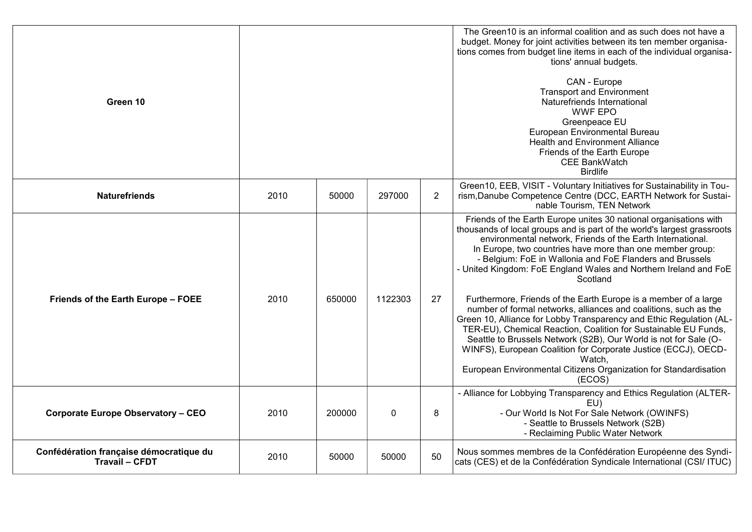| | | | | | |
|---|---|---|---|---|---|
| **Green 10** | | | | | The Green10 is an informal coalition and as such does not have a budget. Money for joint activities between its ten member organisations comes from budget line items in each of the individual organisations' annual budgets.<br><br>CAN - Europe<br>Transport and Environment<br>Naturefriends International<br>WWF EPO<br>Greenpeace EU<br>European Environmental Bureau<br>Health and Environment Alliance<br>Friends of the Earth Europe<br>CEE BankWatch<br>Birdlife |
| **Naturefriends** | 2010 | 50000 | 297000 | 2 | Green10, EEB, VISIT - Voluntary Initiatives for Sustainability in Tourism,Danube Competence Centre (DCC, EARTH Network for Sustainable Tourism, TEN Network |
| **Friends of the Earth Europe – FOEE** | 2010 | 650000 | 1122303 | 27 | Friends of the Earth Europe unites 30 national organisations with thousands of local groups and is part of the world's largest grassroots environmental network, Friends of the Earth International.<br>In Europe, two countries have more than one member group:<br>- Belgium: FoE in Wallonia and FoE Flanders and Brussels<br>- United Kingdom: FoE England Wales and Northern Ireland and FoE Scotland<br><br>Furthermore, Friends of the Earth Europe is a member of a large number of formal networks, alliances and coalitions, such as the Green 10, Alliance for Lobby Transparency and Ethic Regulation (ALTER-EU), Chemical Reaction, Coalition for Sustainable EU Funds, Seattle to Brussels Network (S2B), Our World is not for Sale (OWINFS), European Coalition for Corporate Justice (ECCJ), OECD-Watch,<br>European Environmental Citizens Organization for Standardisation (ECOS) |
| **Corporate Europe Observatory – CEO** | 2010 | 200000 | 0 | 8 | - Alliance for Lobbying Transparency and Ethics Regulation (ALTER-EU)<br>- Our World Is Not For Sale Network (OWINFS)<br>- Seattle to Brussels Network (S2B)<br>- Reclaiming Public Water Network |
| **Confédération française démocratique du Travail – CFDT** | 2010 | 50000 | 50000 | 50 | Nous sommes membres de la Confédération Européenne des Syndicats (CES) et de la Confédération Syndicale International (CSI/ ITUC) |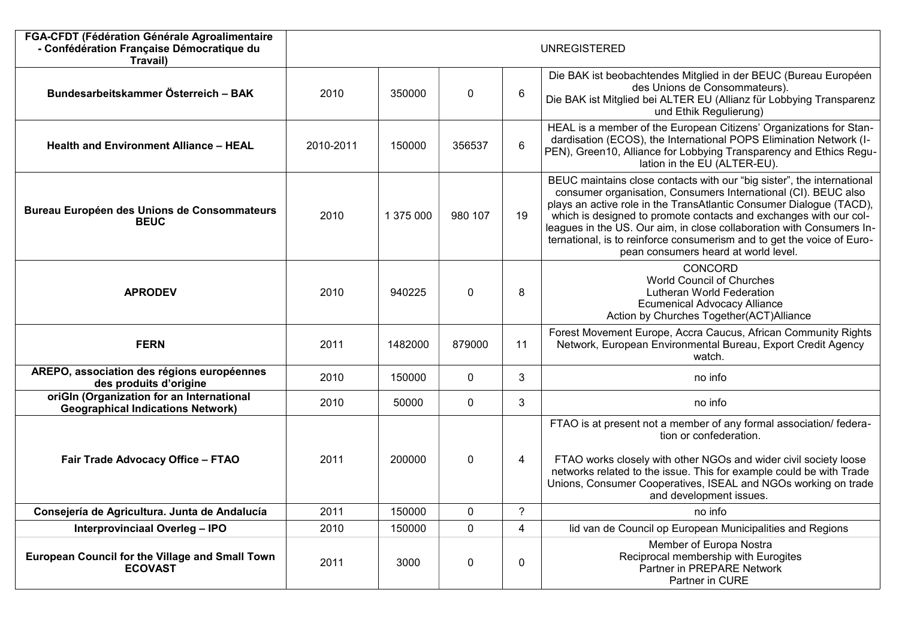| | | | | | |
|---|---|---|---|---|---|
| **FGA-CFDT (Fédération Générale Agroalimentaire - Confédération Française Démocratique du Travail)** | UNREGISTERED | | | | |
| **Bundesarbeitskammer Österreich – BAK** | 2010 | 350000 | 0 | 6 | Die BAK ist beobachtendes Mitglied in der BEUC (Bureau Européen des Unions de Consommateurs).<br>Die BAK ist Mitglied bei ALTER EU (Allianz für Lobbying Transparenz und Ethik Regulierung) |
| **Health and Environment Alliance – HEAL** | 2010-2011 | 150000 | 356537 | 6 | HEAL is a member of the European Citizens' Organizations for Standardisation (ECOS), the International POPS Elimination Network (IPEN), Green10, Alliance for Lobbying Transparency and Ethics Regulation in the EU (ALTER-EU). |
| **Bureau Européen des Unions de Consommateurs BEUC** | 2010 | 1 375 000 | 980 107 | 19 | BEUC maintains close contacts with our "big sister", the international consumer organisation, Consumers International (CI). BEUC also plays an active role in the TransAtlantic Consumer Dialogue (TACD), which is designed to promote contacts and exchanges with our colleagues in the US. Our aim, in close collaboration with Consumers International, is to reinforce consumerism and to get the voice of European consumers heard at world level. |
| **APRODEV** | 2010 | 940225 | 0 | 8 | CONCORD<br>World Council of Churches<br>Lutheran World Federation<br>Ecumenical Advocacy Alliance<br>Action by Churches Together(ACT)Alliance |
| **FERN** | 2011 | 1482000 | 879000 | 11 | Forest Movement Europe, Accra Caucus, African Community Rights Network, European Environmental Bureau, Export Credit Agency watch. |
| **AREPO, association des régions européennes des produits d'origine** | 2010 | 150000 | 0 | 3 | no info |
| **oriGIn (Organization for an International Geographical Indications Network)** | 2010 | 50000 | 0 | 3 | no info |
| **Fair Trade Advocacy Office – FTAO** | 2011 | 200000 | 0 | 4 | FTAO is at present not a member of any formal association/ federation or confederation.<br><br>FTAO works closely with other NGOs and wider civil society loose networks related to the issue. This for example could be with Trade Unions, Consumer Cooperatives, ISEAL and NGOs working on trade and development issues. |
| **Consejería de Agricultura. Junta de Andalucía** | 2011 | 150000 | 0 | ? | no info |
| **Interprovinciaal Overleg – IPO** | 2010 | 150000 | 0 | 4 | lid van de Council op European Municipalities and Regions |
| **European Council for the Village and Small Town ECOVAST** | 2011 | 3000 | 0 | 0 | Member of Europa Nostra<br>Reciprocal membership with Eurogites<br>Partner in PREPARE Network<br>Partner in CURE |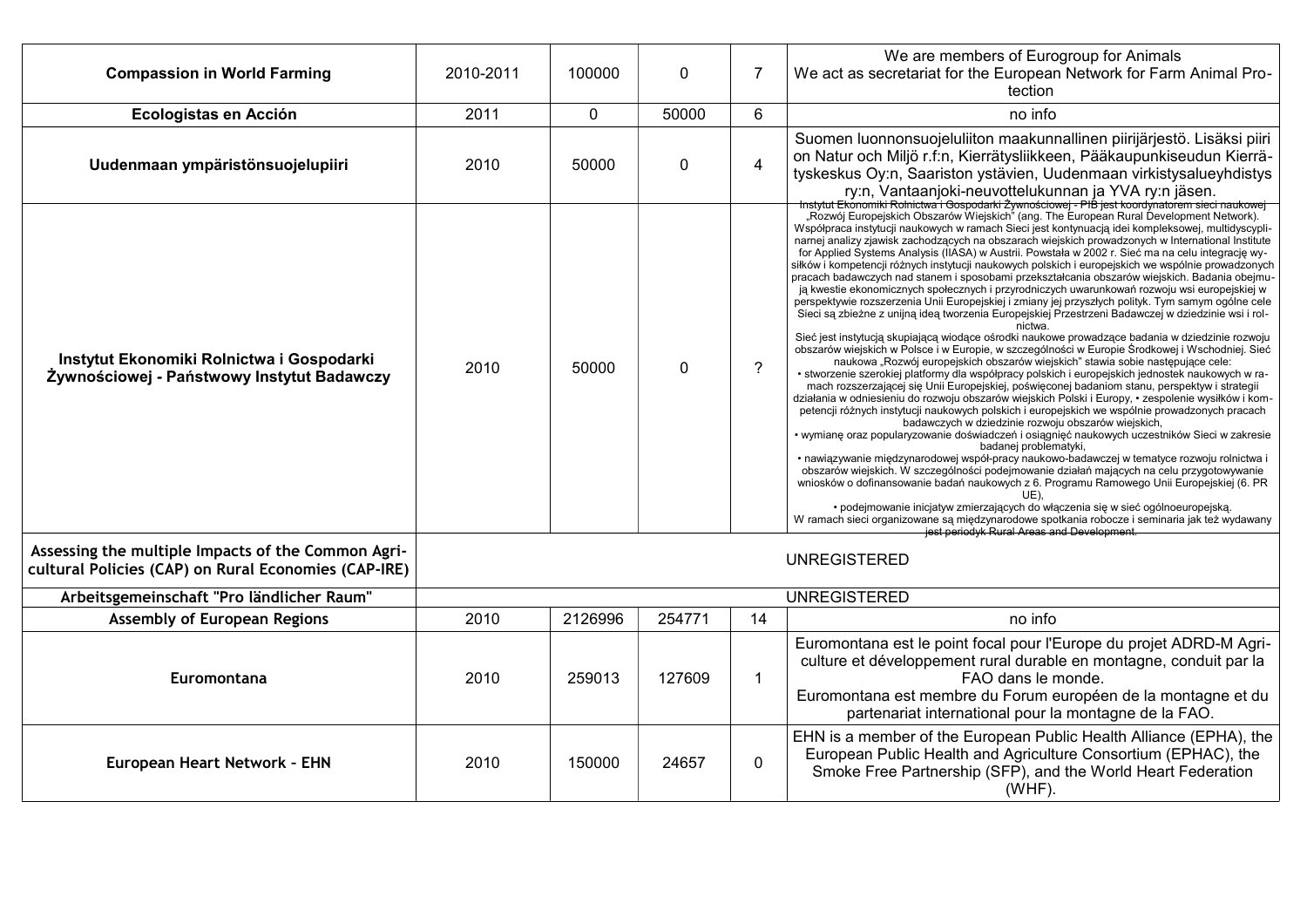| | | | | | |
|---|---|---|---|---|---|
| **Compassion in World Farming** | 2010-2011 | 100000 | 0 | 7 | We are members of Eurogroup for Animals<br>We act as secretariat for the European Network for Farm Animal Protection |
| **Ecologistas en Acción** | 2011 | 0 | 50000 | 6 | no info |
| **Uudenmaan ympäristönsuojelupiiri** | 2010 | 50000 | 0 | 4 | Suomen luonnonsuojeluliiton maakunnallinen piirijärjestö. Lisäksi piiri on Natur och Miljö r.f:n, Kierrätysliikkeen, Pääkaupunkiseudun Kierrätyskeskus Oy:n, Saariston ystävien, Uudenmaan virkistysalueyhdistys ry:n, Vantaanjoki-neuvottelukunnan ja YVA ry:n jäsen. |
| **Instytut Ekonomiki Rolnictwa i Gospodarki Żywnościowej - Państwowy Instytut Badawczy** | 2010 | 50000 | 0 | ? | Instytut Ekonomiki Rolnictwa i Gospodarki Żywnościowej - PIB jest koordynatorem sieci naukowej „Rozwój Europejskich Obszarów Wiejskich" (ang. The European Rural Development Network). Współpraca instytucji naukowych w ramach Sieci jest kontynuacją idei kompleksowej, multidyscyplinarnej analizy zjawisk zachodzących na obszarach wiejskich prowadzonych w International Institute for Applied Systems Analysis (IIASA) w Austrii. Powstała w 2002 r. Sieć ma na celu integrację wysiłków i kompetencji różnych instytucji naukowych polskich i europejskich we wspólnie prowadzonych pracach badawczych nad stanem i sposobami przekształcania obszarów wiejskich. Badania obejmują kwestie ekonomicznych społecznych i przyrodniczych uwarunkowań rozwoju wsi europejskiej w perspektywie rozszerzenia Unii Europejskiej i zmiany jej przyszłych polityk. Tym samym ogólne cele Sieci są zbieżne z unijną ideą tworzenia Europejskiej Przestrzeni Badawczej w dziedzinie wsi i rolnictwa.<br>Sieć jest instytucją skupiającą wiodące ośrodki naukowe prowadzące badania w dziedzinie rozwoju obszarów wiejskich w Polsce i w Europie, w szczególności w Europie Środkowej i Wschodniej. Sieć naukowa „Rozwój europejskich obszarów wiejskich" stawia sobie następujące cele:<br>• stworzenie szerokiej platformy dla współpracy polskich i europejskich jednostek naukowych w ramach rozszerzającej się Unii Europejskiej, poświęconej badaniom stanu, perspektyw i strategii działania w odniesieniu do rozwoju obszarów wiejskich Polski i Europy, • zespolenie wysiłków i kompetencji różnych instytucji naukowych polskich i europejskich we wspólnie prowadzonych pracach badawczych w dziedzinie rozwoju obszarów wiejskich,<br>• wymianę oraz popularyzowanie doświadczeń i osiągnięć naukowych uczestników Sieci w zakresie badanej problematyki,<br>• nawiązywanie międzynarodowej współ-pracy naukowo-badawczej w tematyce rozwoju rolnictwa i obszarów wiejskich. W szczególności podejmowanie działań mających na celu przygotowywanie wniosków o dofinansowanie badań naukowych z 6. Programu Ramowego Unii Europejskiej (6. PR UE),<br>• podejmowanie inicjatyw zmierzających do włączenia się w sieć ogólnoeuropejską.<br>W ramach sieci organizowane są międzynarodowe spotkania robocze i seminaria jak też wydawany jest periodyk Rural Areas and Development. |
| **Assessing the multiple Impacts of the Common Agricultural Policies (CAP) on Rural Economies (CAP-IRE)** | UNREGISTERED | | | | |
| **Arbeitsgemeinschaft "Pro ländlicher Raum"** | UNREGISTERED | | | | |
| **Assembly of European Regions** | 2010 | 2126996 | 254771 | 14 | no info |
| **Euromontana** | 2010 | 259013 | 127609 | 1 | Euromontana est le point focal pour l'Europe du projet ADRD-M Agriculture et développement rural durable en montagne, conduit par la FAO dans le monde.<br>Euromontana est membre du Forum européen de la montagne et du partenariat international pour la montagne de la FAO. |
| **European Heart Network - EHN** | 2010 | 150000 | 24657 | 0 | EHN is a member of the European Public Health Alliance (EPHA), the European Public Health and Agriculture Consortium (EPHAC), the Smoke Free Partnership (SFP), and the World Heart Federation (WHF). |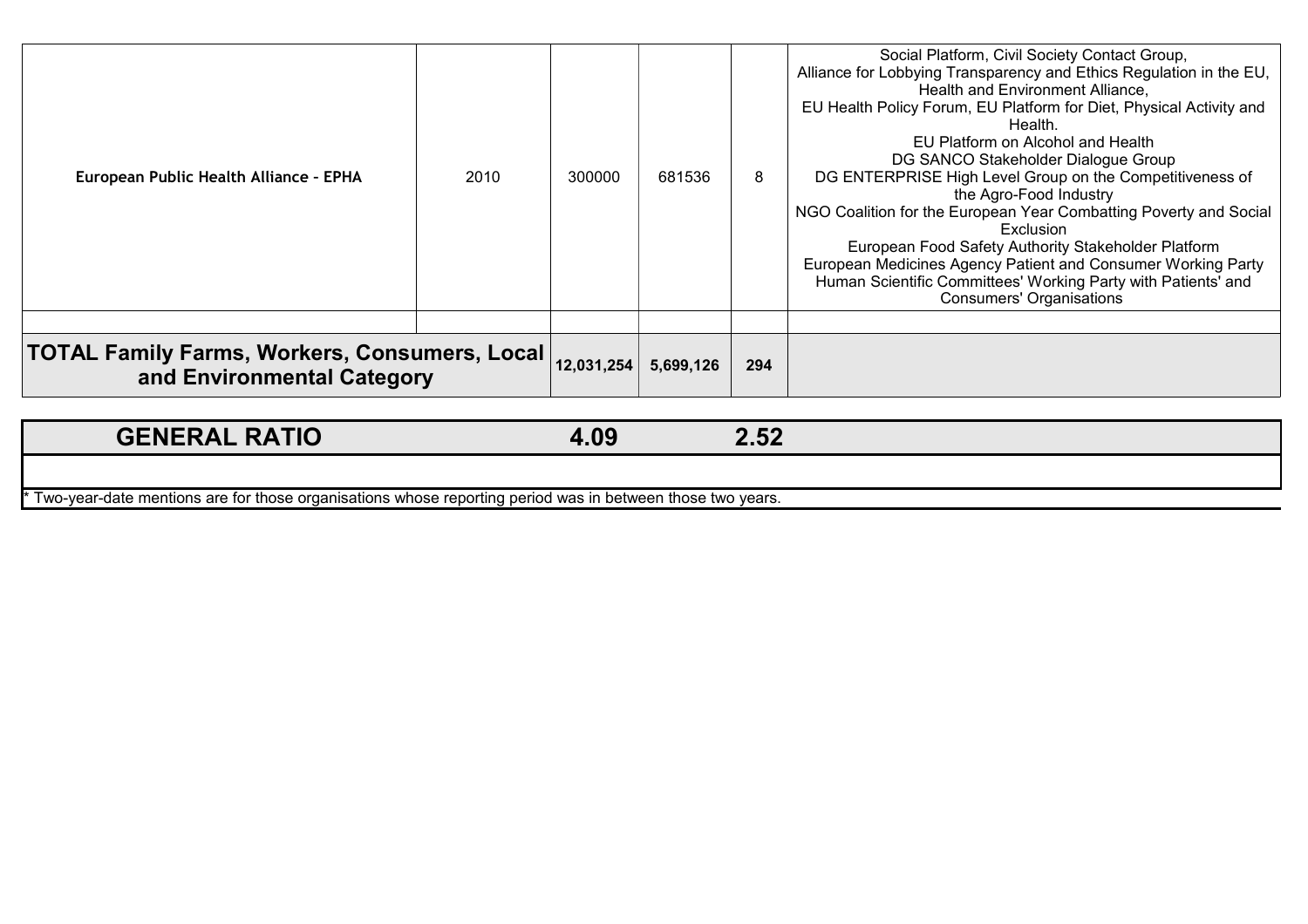| | | | | | |
|---|---|---|---|---|---|
| **European Public Health Alliance - EPHA** | 2010 | 300000 | 681536 | 8 | Social Platform, Civil Society Contact Group, Alliance for Lobbying Transparency and Ethics Regulation in the EU, Health and Environment Alliance, EU Health Policy Forum, EU Platform for Diet, Physical Activity and Health. EU Platform on Alcohol and Health DG SANCO Stakeholder Dialogue Group DG ENTERPRISE High Level Group on the Competitiveness of the Agro-Food Industry NGO Coalition for the European Year Combatting Poverty and Social Exclusion European Food Safety Authority Stakeholder Platform European Medicines Agency Patient and Consumer Working Party Human Scientific Committees' Working Party with Patients' and Consumers' Organisations |
| | | | | | |
| **TOTAL Family Farms, Workers, Consumers, Local and Environmental Category** | | **12,031,254** | **5,699,126** | **294** | |

| | | |
|---|---|---|
| **GENERAL RATIO** | **4.09** | **2.52** |

* Two-year-date mentions are for those organisations whose reporting period was in between those two years.